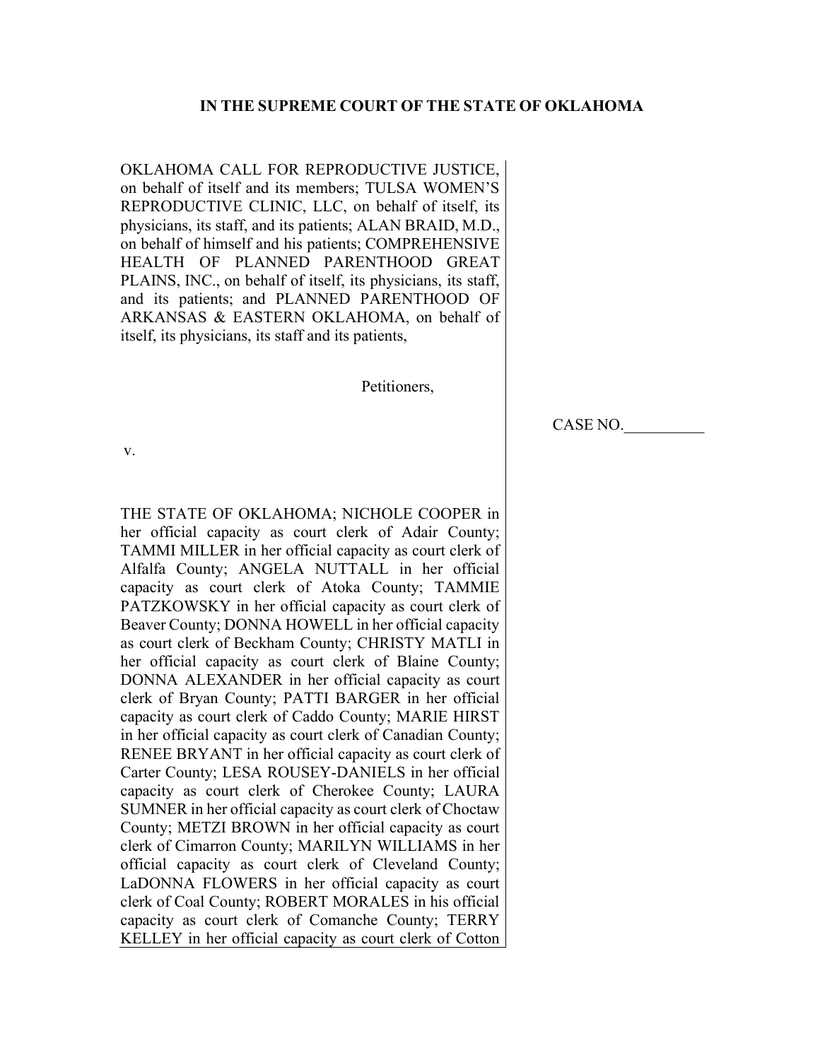**IN THE SUPREME COURT OF THE STATE OF OKLAHOMA**

OKLAHOMA CALL FOR REPRODUCTIVE JUSTICE, on behalf of itself and its members; TULSA WOMEN'S REPRODUCTIVE CLINIC, LLC, on behalf of itself, its physicians, its staff, and its patients; ALAN BRAID, M.D., on behalf of himself and his patients; COMPREHENSIVE HEALTH OF PLANNED PARENTHOOD GREAT PLAINS, INC., on behalf of itself, its physicians, its staff, and its patients; and PLANNED PARENTHOOD OF ARKANSAS & EASTERN OKLAHOMA, on behalf of itself, its physicians, its staff and its patients,

Petitioners,

CASE NO.__________

v.

THE STATE OF OKLAHOMA; NICHOLE COOPER in her official capacity as court clerk of Adair County; TAMMI MILLER in her official capacity as court clerk of Alfalfa County; ANGELA NUTTALL in her official capacity as court clerk of Atoka County; TAMMIE PATZKOWSKY in her official capacity as court clerk of Beaver County; DONNA HOWELL in her official capacity as court clerk of Beckham County; CHRISTY MATLI in her official capacity as court clerk of Blaine County; DONNA ALEXANDER in her official capacity as court clerk of Bryan County; PATTI BARGER in her official capacity as court clerk of Caddo County; MARIE HIRST in her official capacity as court clerk of Canadian County; RENEE BRYANT in her official capacity as court clerk of Carter County; LESA ROUSEY-DANIELS in her official capacity as court clerk of Cherokee County; LAURA SUMNER in her official capacity as court clerk of Choctaw County; METZI BROWN in her official capacity as court clerk of Cimarron County; MARILYN WILLIAMS in her official capacity as court clerk of Cleveland County; LaDONNA FLOWERS in her official capacity as court clerk of Coal County; ROBERT MORALES in his official capacity as court clerk of Comanche County; TERRY KELLEY in her official capacity as court clerk of Cotton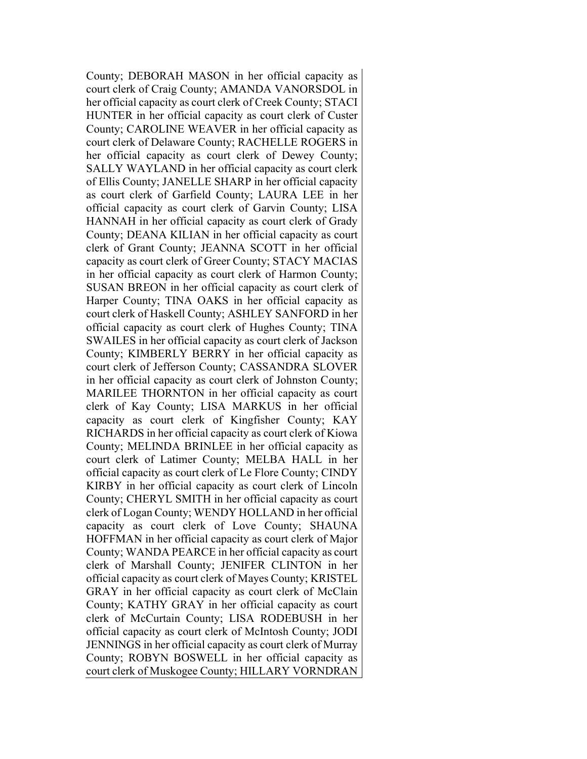County; DEBORAH MASON in her official capacity as court clerk of Craig County; AMANDA VANORSDOL in her official capacity as court clerk of Creek County; STACI HUNTER in her official capacity as court clerk of Custer County; CAROLINE WEAVER in her official capacity as court clerk of Delaware County; RACHELLE ROGERS in her official capacity as court clerk of Dewey County; SALLY WAYLAND in her official capacity as court clerk of Ellis County; JANELLE SHARP in her official capacity as court clerk of Garfield County; LAURA LEE in her official capacity as court clerk of Garvin County; LISA HANNAH in her official capacity as court clerk of Grady County; DEANA KILIAN in her official capacity as court clerk of Grant County; JEANNA SCOTT in her official capacity as court clerk of Greer County; STACY MACIAS in her official capacity as court clerk of Harmon County; SUSAN BREON in her official capacity as court clerk of Harper County; TINA OAKS in her official capacity as court clerk of Haskell County; ASHLEY SANFORD in her official capacity as court clerk of Hughes County; TINA SWAILES in her official capacity as court clerk of Jackson County; KIMBERLY BERRY in her official capacity as court clerk of Jefferson County; CASSANDRA SLOVER in her official capacity as court clerk of Johnston County; MARILEE THORNTON in her official capacity as court clerk of Kay County; LISA MARKUS in her official capacity as court clerk of Kingfisher County; KAY RICHARDS in her official capacity as court clerk of Kiowa County; MELINDA BRINLEE in her official capacity as court clerk of Latimer County; MELBA HALL in her official capacity as court clerk of Le Flore County; CINDY KIRBY in her official capacity as court clerk of Lincoln County; CHERYL SMITH in her official capacity as court clerk of Logan County; WENDY HOLLAND in her official capacity as court clerk of Love County; SHAUNA HOFFMAN in her official capacity as court clerk of Major County; WANDA PEARCE in her official capacity as court clerk of Marshall County; JENIFER CLINTON in her official capacity as court clerk of Mayes County; KRISTEL GRAY in her official capacity as court clerk of McClain County; KATHY GRAY in her official capacity as court clerk of McCurtain County; LISA RODEBUSH in her official capacity as court clerk of McIntosh County; JODI JENNINGS in her official capacity as court clerk of Murray County; ROBYN BOSWELL in her official capacity as court clerk of Muskogee County; HILLARY VORNDRAN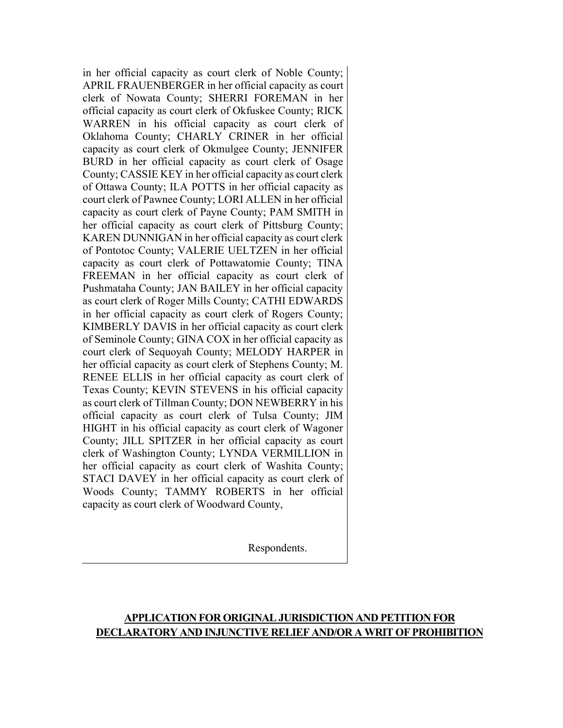in her official capacity as court clerk of Noble County; APRIL FRAUENBERGER in her official capacity as court clerk of Nowata County; SHERRI FOREMAN in her official capacity as court clerk of Okfuskee County; RICK WARREN in his official capacity as court clerk of Oklahoma County; CHARLY CRINER in her official capacity as court clerk of Okmulgee County; JENNIFER BURD in her official capacity as court clerk of Osage County; CASSIE KEY in her official capacity as court clerk of Ottawa County; ILA POTTS in her official capacity as court clerk of Pawnee County; LORI ALLEN in her official capacity as court clerk of Payne County; PAM SMITH in her official capacity as court clerk of Pittsburg County; KAREN DUNNIGAN in her official capacity as court clerk of Pontotoc County; VALERIE UELTZEN in her official capacity as court clerk of Pottawatomie County; TINA FREEMAN in her official capacity as court clerk of Pushmataha County; JAN BAILEY in her official capacity as court clerk of Roger Mills County; CATHI EDWARDS in her official capacity as court clerk of Rogers County; KIMBERLY DAVIS in her official capacity as court clerk of Seminole County; GINA COX in her official capacity as court clerk of Sequoyah County; MELODY HARPER in her official capacity as court clerk of Stephens County; M. RENEE ELLIS in her official capacity as court clerk of Texas County; KEVIN STEVENS in his official capacity as court clerk of Tillman County; DON NEWBERRY in his official capacity as court clerk of Tulsa County; JIM HIGHT in his official capacity as court clerk of Wagoner County; JILL SPITZER in her official capacity as court clerk of Washington County; LYNDA VERMILLION in her official capacity as court clerk of Washita County; STACI DAVEY in her official capacity as court clerk of Woods County; TAMMY ROBERTS in her official capacity as court clerk of Woodward County,

Respondents.

**APPLICATION FOR ORIGINAL JURISDICTION AND PETITION FOR DECLARATORY AND INJUNCTIVE RELIEF AND/OR A WRIT OF PROHIBITION**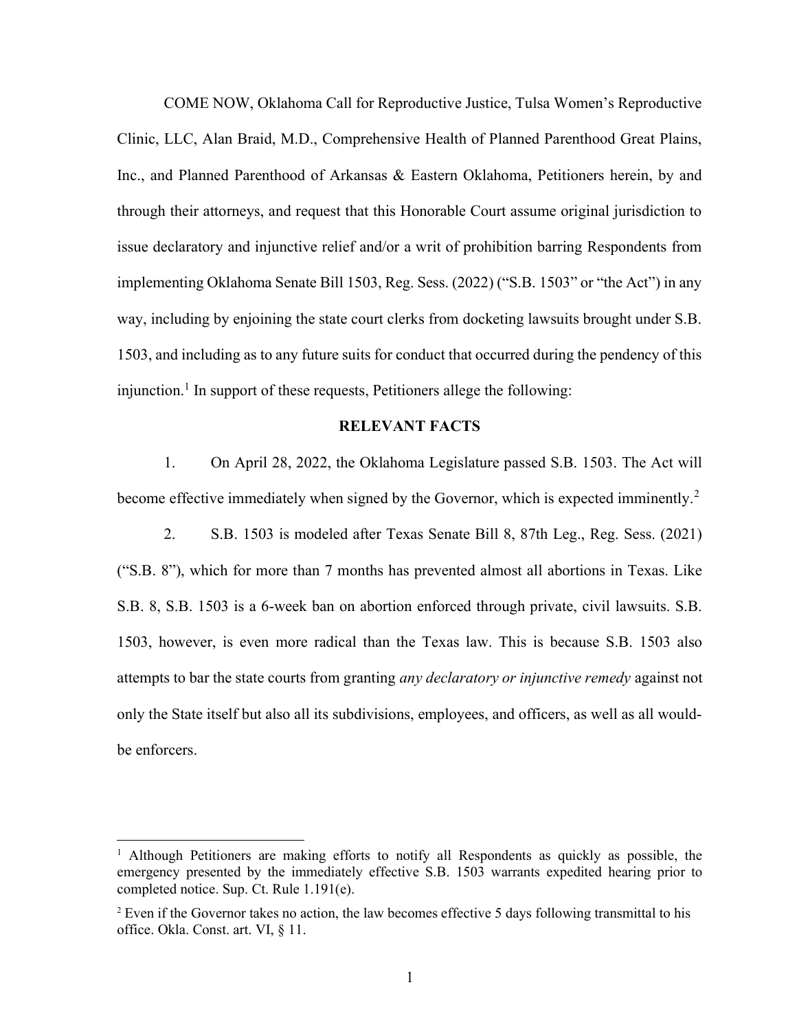COME NOW, Oklahoma Call for Reproductive Justice, Tulsa Women's Reproductive Clinic, LLC, Alan Braid, M.D., Comprehensive Health of Planned Parenthood Great Plains, Inc., and Planned Parenthood of Arkansas & Eastern Oklahoma, Petitioners herein, by and through their attorneys, and request that this Honorable Court assume original jurisdiction to issue declaratory and injunctive relief and/or a writ of prohibition barring Respondents from implementing Oklahoma Senate Bill 1503, Reg. Sess. (2022) ("S.B. 1503" or "the Act") in any way, including by enjoining the state court clerks from docketing lawsuits brought under S.B. 1503, and including as to any future suits for conduct that occurred during the pendency of this injunction.[1] In support of these requests, Petitioners allege the following:

## RELEVANT FACTS

1. On April 28, 2022, the Oklahoma Legislature passed S.B. 1503. The Act will become effective immediately when signed by the Governor, which is expected imminently.[2]

2. S.B. 1503 is modeled after Texas Senate Bill 8, 87th Leg., Reg. Sess. (2021) ("S.B. 8"), which for more than 7 months has prevented almost all abortions in Texas. Like S.B. 8, S.B. 1503 is a 6-week ban on abortion enforced through private, civil lawsuits. S.B. 1503, however, is even more radical than the Texas law. This is because S.B. 1503 also attempts to bar the state courts from granting *any declaratory or injunctive remedy* against not only the State itself but also all its subdivisions, employees, and officers, as well as all would-be enforcers.

---

[1] Although Petitioners are making efforts to notify all Respondents as quickly as possible, the emergency presented by the immediately effective S.B. 1503 warrants expedited hearing prior to completed notice. Sup. Ct. Rule 1.191(e).

[2] Even if the Governor takes no action, the law becomes effective 5 days following transmittal to his office. Okla. Const. art. VI, § 11.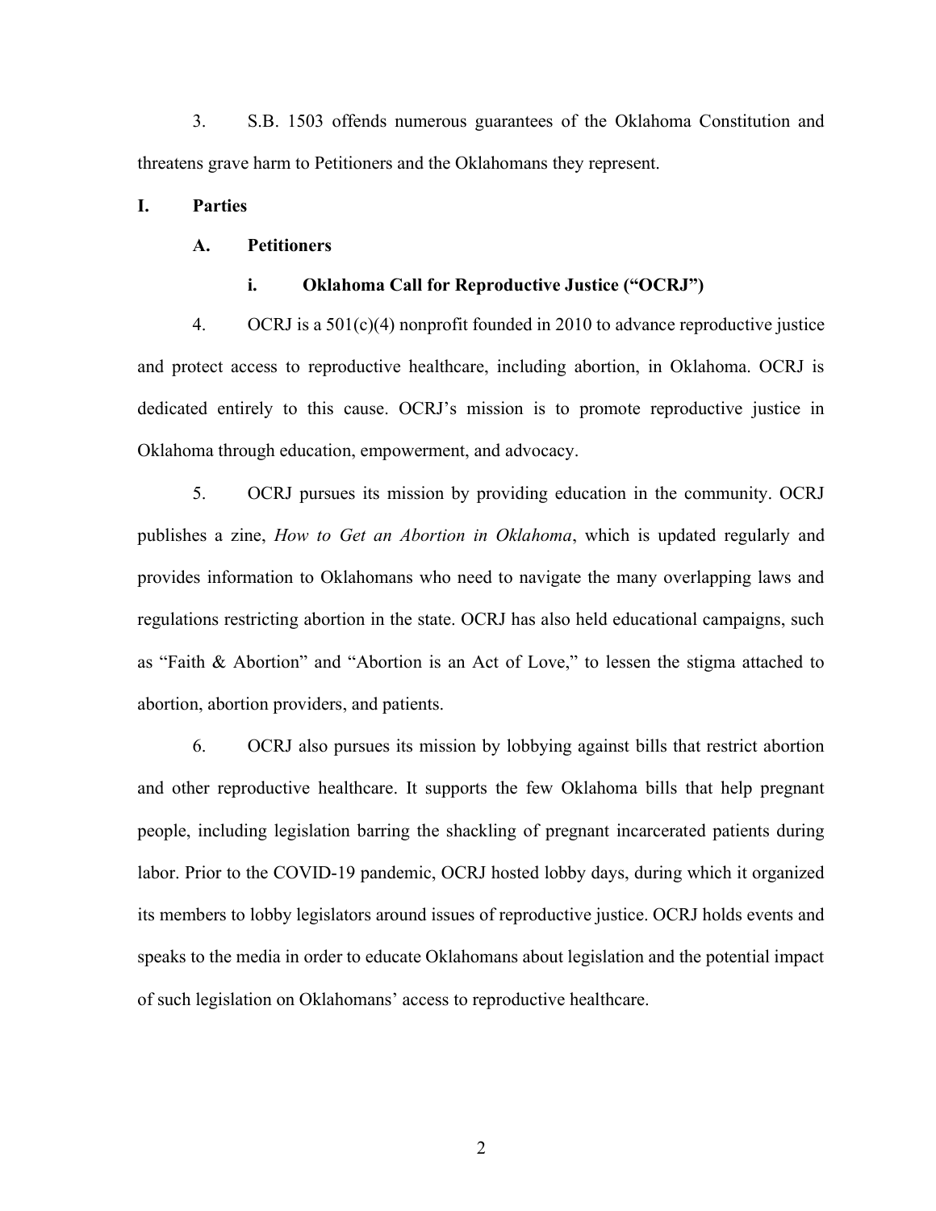3. S.B. 1503 offends numerous guarantees of the Oklahoma Constitution and threatens grave harm to Petitioners and the Oklahomans they represent.

## I. Parties

### A. Petitioners

#### i. Oklahoma Call for Reproductive Justice ("OCRJ")

4. OCRJ is a 501(c)(4) nonprofit founded in 2010 to advance reproductive justice and protect access to reproductive healthcare, including abortion, in Oklahoma. OCRJ is dedicated entirely to this cause. OCRJ's mission is to promote reproductive justice in Oklahoma through education, empowerment, and advocacy.

5. OCRJ pursues its mission by providing education in the community. OCRJ publishes a zine, *How to Get an Abortion in Oklahoma*, which is updated regularly and provides information to Oklahomans who need to navigate the many overlapping laws and regulations restricting abortion in the state. OCRJ has also held educational campaigns, such as "Faith & Abortion" and "Abortion is an Act of Love," to lessen the stigma attached to abortion, abortion providers, and patients.

6. OCRJ also pursues its mission by lobbying against bills that restrict abortion and other reproductive healthcare. It supports the few Oklahoma bills that help pregnant people, including legislation barring the shackling of pregnant incarcerated patients during labor. Prior to the COVID-19 pandemic, OCRJ hosted lobby days, during which it organized its members to lobby legislators around issues of reproductive justice. OCRJ holds events and speaks to the media in order to educate Oklahomans about legislation and the potential impact of such legislation on Oklahomans' access to reproductive healthcare.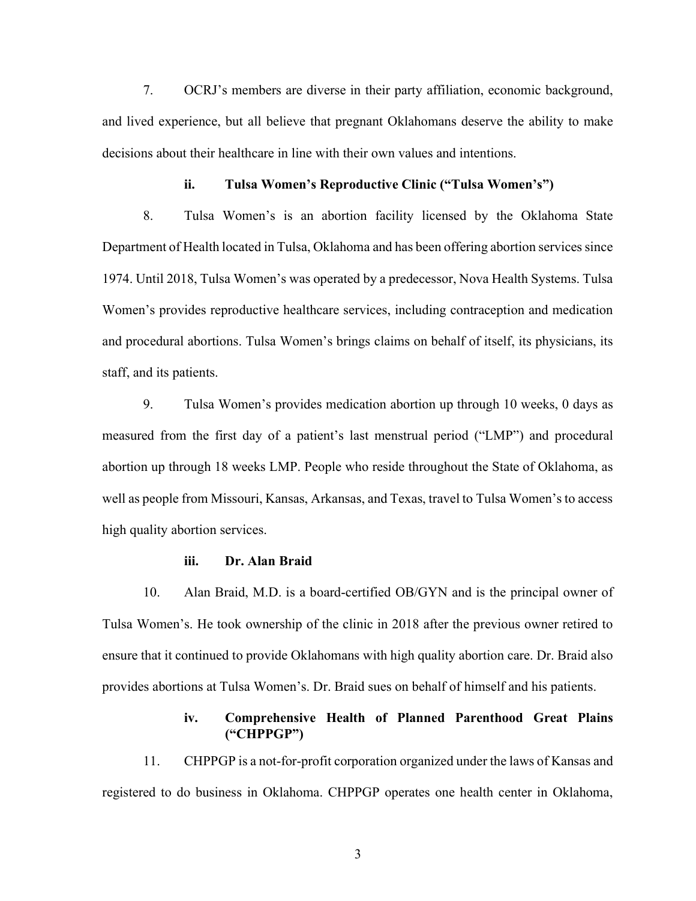7. OCRJ's members are diverse in their party affiliation, economic background, and lived experience, but all believe that pregnant Oklahomans deserve the ability to make decisions about their healthcare in line with their own values and intentions.

### ii. Tulsa Women's Reproductive Clinic ("Tulsa Women's")

8. Tulsa Women's is an abortion facility licensed by the Oklahoma State Department of Health located in Tulsa, Oklahoma and has been offering abortion services since 1974. Until 2018, Tulsa Women's was operated by a predecessor, Nova Health Systems. Tulsa Women's provides reproductive healthcare services, including contraception and medication and procedural abortions. Tulsa Women's brings claims on behalf of itself, its physicians, its staff, and its patients.

9. Tulsa Women's provides medication abortion up through 10 weeks, 0 days as measured from the first day of a patient's last menstrual period ("LMP") and procedural abortion up through 18 weeks LMP. People who reside throughout the State of Oklahoma, as well as people from Missouri, Kansas, Arkansas, and Texas, travel to Tulsa Women's to access high quality abortion services.

### iii. Dr. Alan Braid

10. Alan Braid, M.D. is a board-certified OB/GYN and is the principal owner of Tulsa Women's. He took ownership of the clinic in 2018 after the previous owner retired to ensure that it continued to provide Oklahomans with high quality abortion care. Dr. Braid also provides abortions at Tulsa Women's. Dr. Braid sues on behalf of himself and his patients.

### iv. Comprehensive Health of Planned Parenthood Great Plains ("CHPPGP")

11. CHPPGP is a not-for-profit corporation organized under the laws of Kansas and registered to do business in Oklahoma. CHPPGP operates one health center in Oklahoma,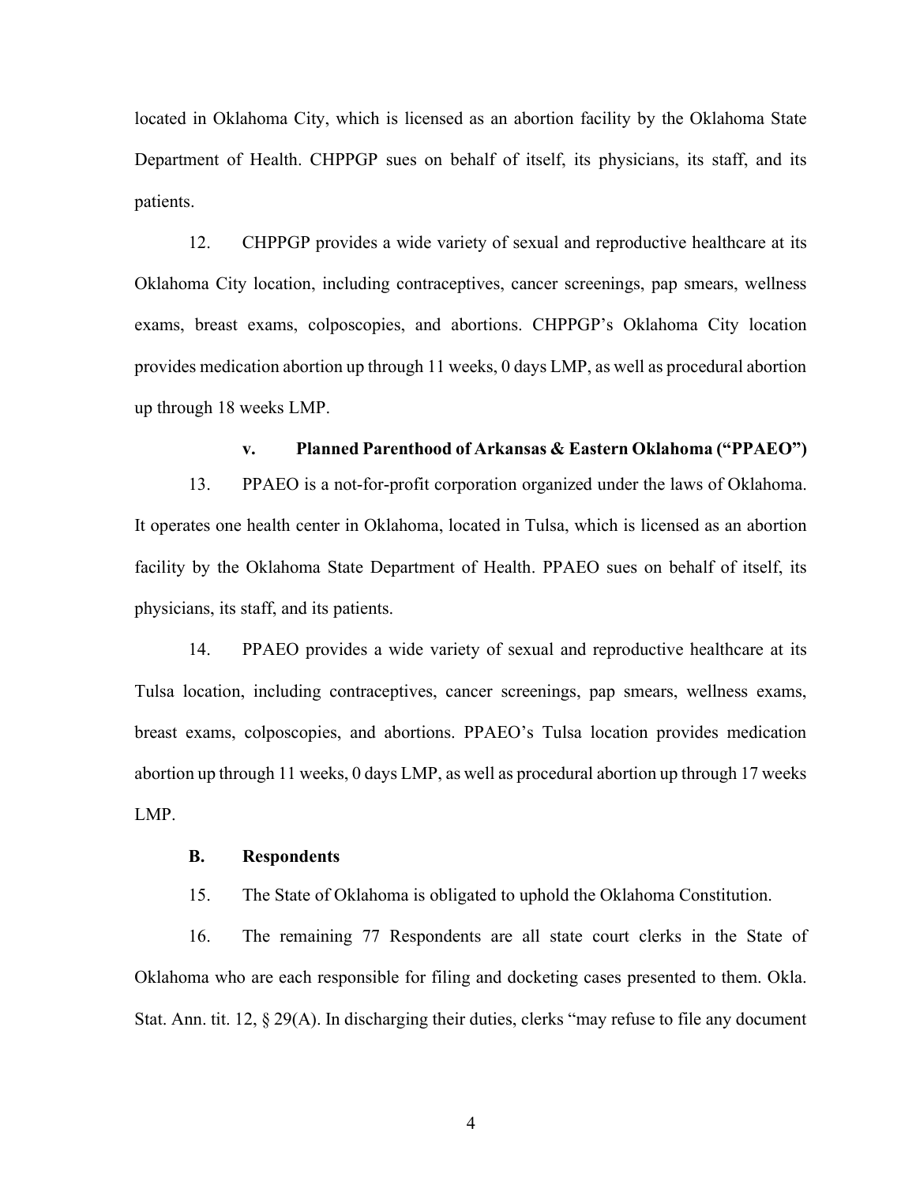located in Oklahoma City, which is licensed as an abortion facility by the Oklahoma State Department of Health. CHPPGP sues on behalf of itself, its physicians, its staff, and its patients.

12. CHPPGP provides a wide variety of sexual and reproductive healthcare at its Oklahoma City location, including contraceptives, cancer screenings, pap smears, wellness exams, breast exams, colposcopies, and abortions. CHPPGP's Oklahoma City location provides medication abortion up through 11 weeks, 0 days LMP, as well as procedural abortion up through 18 weeks LMP.

#### v. Planned Parenthood of Arkansas & Eastern Oklahoma ("PPAEO")

13. PPAEO is a not-for-profit corporation organized under the laws of Oklahoma. It operates one health center in Oklahoma, located in Tulsa, which is licensed as an abortion facility by the Oklahoma State Department of Health. PPAEO sues on behalf of itself, its physicians, its staff, and its patients.

14. PPAEO provides a wide variety of sexual and reproductive healthcare at its Tulsa location, including contraceptives, cancer screenings, pap smears, wellness exams, breast exams, colposcopies, and abortions. PPAEO's Tulsa location provides medication abortion up through 11 weeks, 0 days LMP, as well as procedural abortion up through 17 weeks LMP.

### B. Respondents

15. The State of Oklahoma is obligated to uphold the Oklahoma Constitution.

16. The remaining 77 Respondents are all state court clerks in the State of Oklahoma who are each responsible for filing and docketing cases presented to them. Okla. Stat. Ann. tit. 12, § 29(A). In discharging their duties, clerks "may refuse to file any document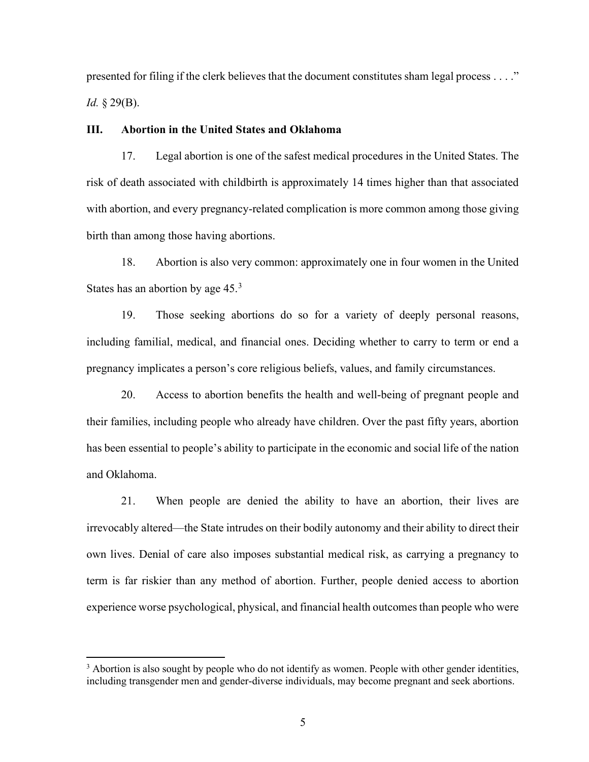presented for filing if the clerk believes that the document constitutes sham legal process . . . ." *Id.* § 29(B).

### III. Abortion in the United States and Oklahoma

17. Legal abortion is one of the safest medical procedures in the United States. The risk of death associated with childbirth is approximately 14 times higher than that associated with abortion, and every pregnancy-related complication is more common among those giving birth than among those having abortions.

18. Abortion is also very common: approximately one in four women in the United States has an abortion by age 45.[3]

19. Those seeking abortions do so for a variety of deeply personal reasons, including familial, medical, and financial ones. Deciding whether to carry to term or end a pregnancy implicates a person's core religious beliefs, values, and family circumstances.

20. Access to abortion benefits the health and well-being of pregnant people and their families, including people who already have children. Over the past fifty years, abortion has been essential to people's ability to participate in the economic and social life of the nation and Oklahoma.

21. When people are denied the ability to have an abortion, their lives are irrevocably altered—the State intrudes on their bodily autonomy and their ability to direct their own lives. Denial of care also imposes substantial medical risk, as carrying a pregnancy to term is far riskier than any method of abortion. Further, people denied access to abortion experience worse psychological, physical, and financial health outcomes than people who were

---

[3] Abortion is also sought by people who do not identify as women. People with other gender identities, including transgender men and gender-diverse individuals, may become pregnant and seek abortions.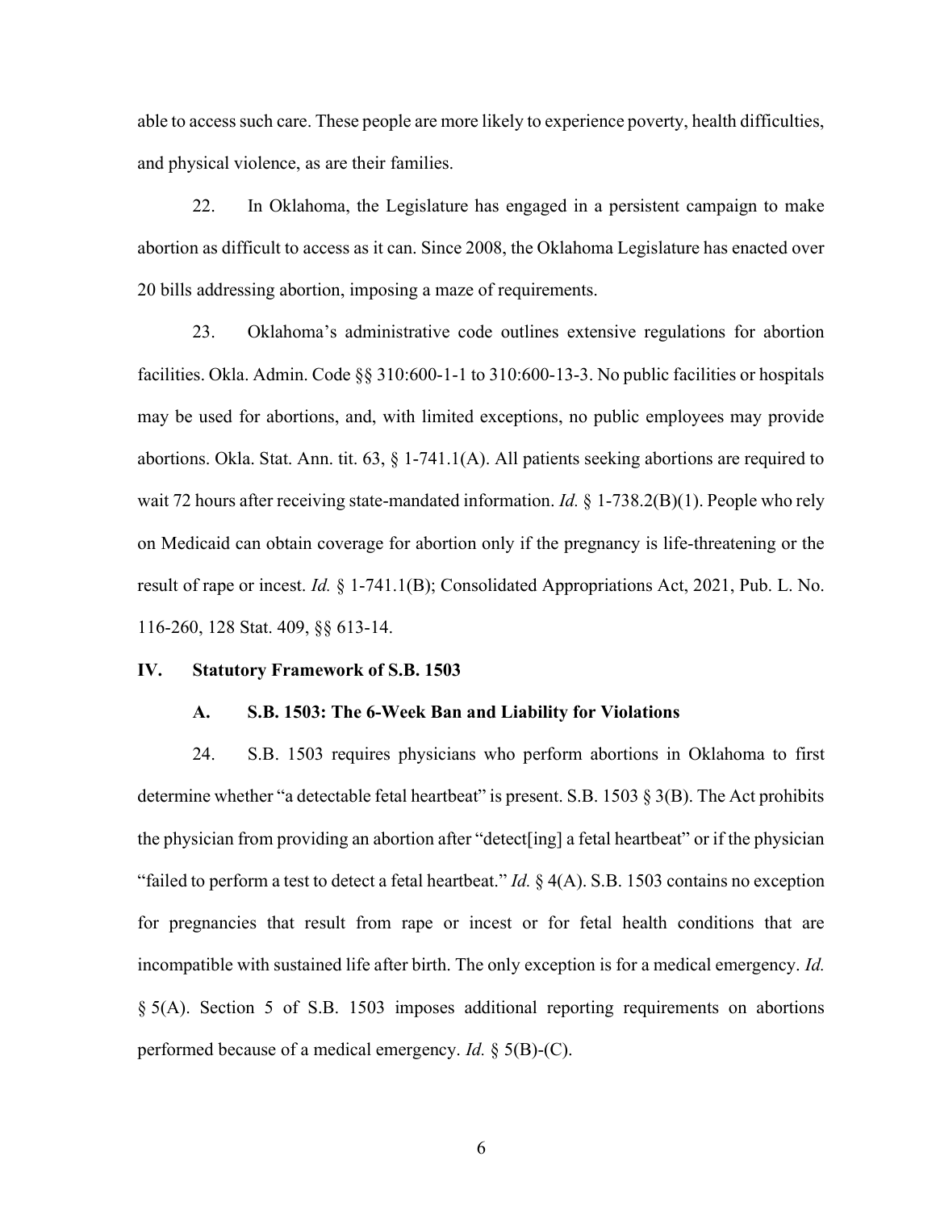able to access such care. These people are more likely to experience poverty, health difficulties, and physical violence, as are their families.

22. In Oklahoma, the Legislature has engaged in a persistent campaign to make abortion as difficult to access as it can. Since 2008, the Oklahoma Legislature has enacted over 20 bills addressing abortion, imposing a maze of requirements.

23. Oklahoma's administrative code outlines extensive regulations for abortion facilities. Okla. Admin. Code §§ 310:600-1-1 to 310:600-13-3. No public facilities or hospitals may be used for abortions, and, with limited exceptions, no public employees may provide abortions. Okla. Stat. Ann. tit. 63, § 1-741.1(A). All patients seeking abortions are required to wait 72 hours after receiving state-mandated information. *Id.* § 1-738.2(B)(1). People who rely on Medicaid can obtain coverage for abortion only if the pregnancy is life-threatening or the result of rape or incest. *Id.* § 1-741.1(B); Consolidated Appropriations Act, 2021, Pub. L. No. 116-260, 128 Stat. 409, §§ 613-14.

## IV. Statutory Framework of S.B. 1503

### A. S.B. 1503: The 6-Week Ban and Liability for Violations

24. S.B. 1503 requires physicians who perform abortions in Oklahoma to first determine whether "a detectable fetal heartbeat" is present. S.B. 1503 § 3(B). The Act prohibits the physician from providing an abortion after "detect[ing] a fetal heartbeat" or if the physician "failed to perform a test to detect a fetal heartbeat." *Id.* § 4(A). S.B. 1503 contains no exception for pregnancies that result from rape or incest or for fetal health conditions that are incompatible with sustained life after birth. The only exception is for a medical emergency. *Id.* § 5(A). Section 5 of S.B. 1503 imposes additional reporting requirements on abortions performed because of a medical emergency. *Id.* § 5(B)-(C).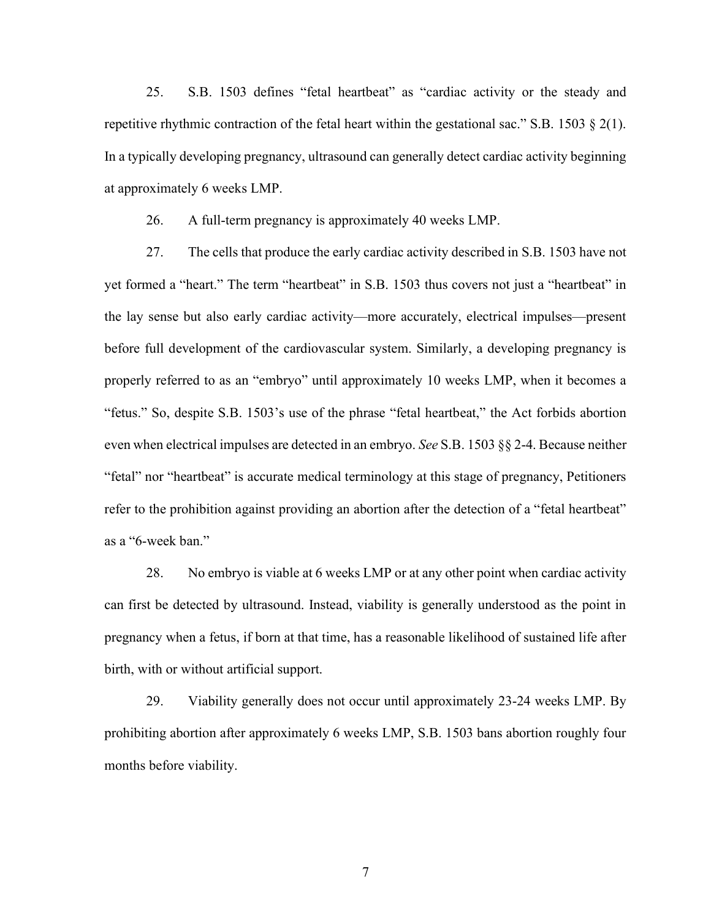25. S.B. 1503 defines "fetal heartbeat" as "cardiac activity or the steady and repetitive rhythmic contraction of the fetal heart within the gestational sac." S.B. 1503 § 2(1). In a typically developing pregnancy, ultrasound can generally detect cardiac activity beginning at approximately 6 weeks LMP.

26. A full-term pregnancy is approximately 40 weeks LMP.

27. The cells that produce the early cardiac activity described in S.B. 1503 have not yet formed a "heart." The term "heartbeat" in S.B. 1503 thus covers not just a "heartbeat" in the lay sense but also early cardiac activity—more accurately, electrical impulses—present before full development of the cardiovascular system. Similarly, a developing pregnancy is properly referred to as an "embryo" until approximately 10 weeks LMP, when it becomes a "fetus." So, despite S.B. 1503's use of the phrase "fetal heartbeat," the Act forbids abortion even when electrical impulses are detected in an embryo. *See* S.B. 1503 §§ 2-4. Because neither "fetal" nor "heartbeat" is accurate medical terminology at this stage of pregnancy, Petitioners refer to the prohibition against providing an abortion after the detection of a "fetal heartbeat" as a "6-week ban."

28. No embryo is viable at 6 weeks LMP or at any other point when cardiac activity can first be detected by ultrasound. Instead, viability is generally understood as the point in pregnancy when a fetus, if born at that time, has a reasonable likelihood of sustained life after birth, with or without artificial support.

29. Viability generally does not occur until approximately 23-24 weeks LMP. By prohibiting abortion after approximately 6 weeks LMP, S.B. 1503 bans abortion roughly four months before viability.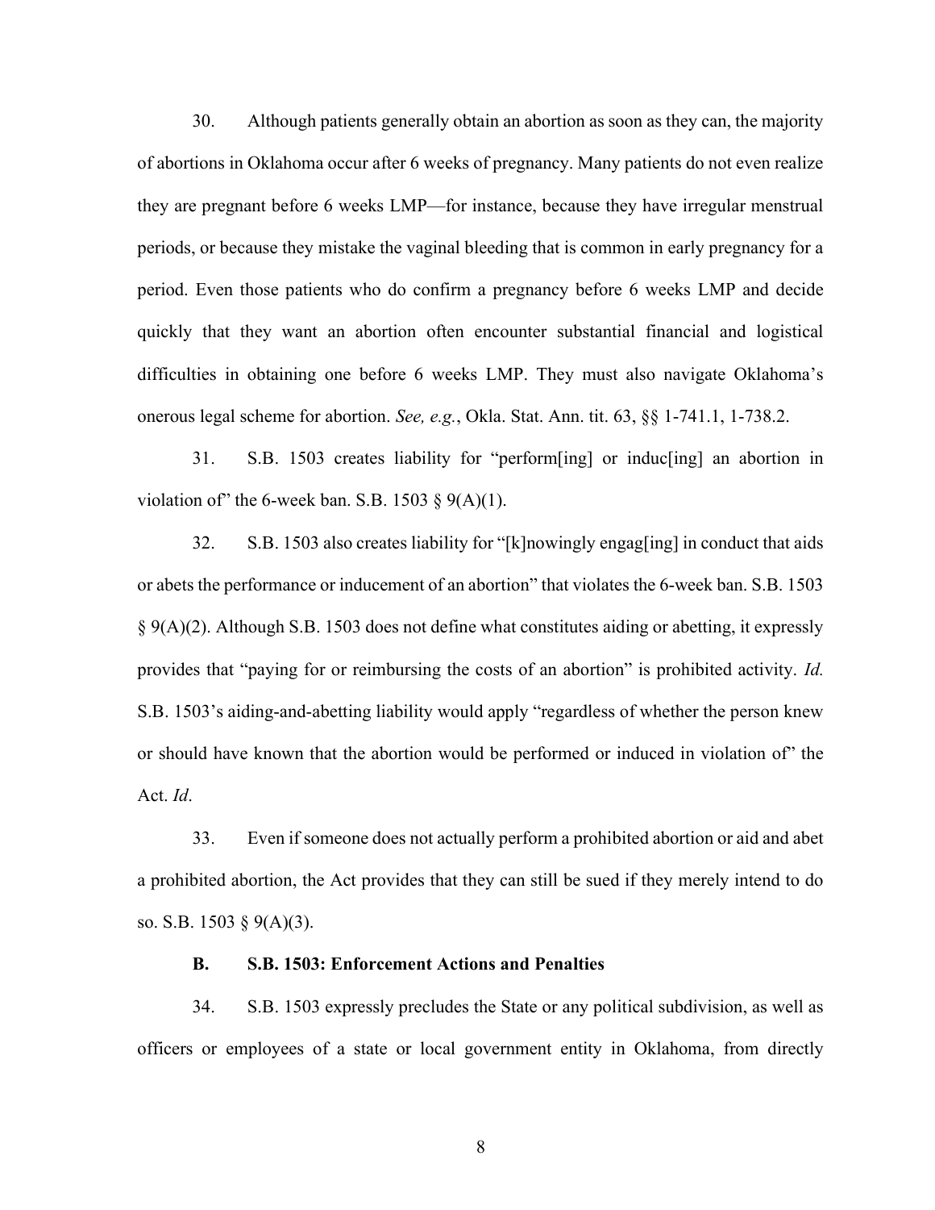30. Although patients generally obtain an abortion as soon as they can, the majority of abortions in Oklahoma occur after 6 weeks of pregnancy. Many patients do not even realize they are pregnant before 6 weeks LMP—for instance, because they have irregular menstrual periods, or because they mistake the vaginal bleeding that is common in early pregnancy for a period. Even those patients who do confirm a pregnancy before 6 weeks LMP and decide quickly that they want an abortion often encounter substantial financial and logistical difficulties in obtaining one before 6 weeks LMP. They must also navigate Oklahoma's onerous legal scheme for abortion. *See, e.g.*, Okla. Stat. Ann. tit. 63, §§ 1-741.1, 1-738.2.

31. S.B. 1503 creates liability for "perform[ing] or induc[ing] an abortion in violation of" the 6-week ban. S.B. 1503 § 9(A)(1).

32. S.B. 1503 also creates liability for "[k]nowingly engag[ing] in conduct that aids or abets the performance or inducement of an abortion" that violates the 6-week ban. S.B. 1503 § 9(A)(2). Although S.B. 1503 does not define what constitutes aiding or abetting, it expressly provides that "paying for or reimbursing the costs of an abortion" is prohibited activity. *Id.* S.B. 1503's aiding-and-abetting liability would apply "regardless of whether the person knew or should have known that the abortion would be performed or induced in violation of" the Act. *Id*.

33. Even if someone does not actually perform a prohibited abortion or aid and abet a prohibited abortion, the Act provides that they can still be sued if they merely intend to do so. S.B. 1503 § 9(A)(3).

### B. S.B. 1503: Enforcement Actions and Penalties

34. S.B. 1503 expressly precludes the State or any political subdivision, as well as officers or employees of a state or local government entity in Oklahoma, from directly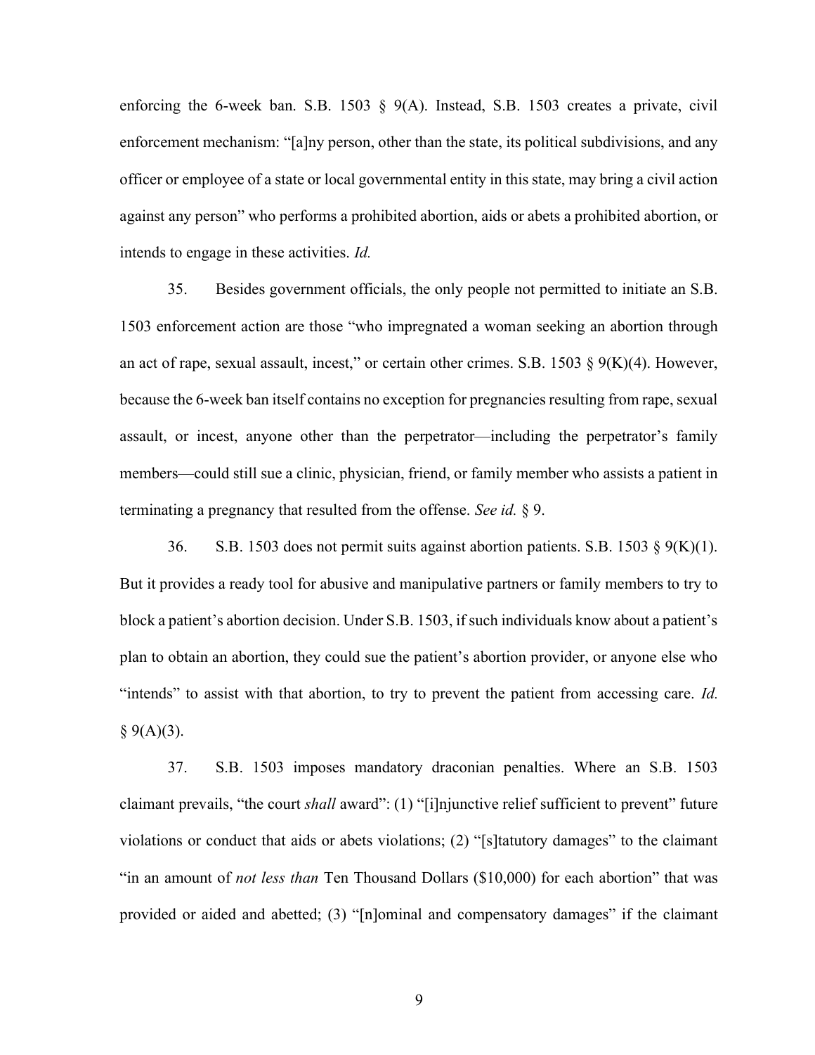enforcing the 6-week ban. S.B. 1503 § 9(A). Instead, S.B. 1503 creates a private, civil enforcement mechanism: "[a]ny person, other than the state, its political subdivisions, and any officer or employee of a state or local governmental entity in this state, may bring a civil action against any person" who performs a prohibited abortion, aids or abets a prohibited abortion, or intends to engage in these activities. *Id.*

35. Besides government officials, the only people not permitted to initiate an S.B. 1503 enforcement action are those "who impregnated a woman seeking an abortion through an act of rape, sexual assault, incest," or certain other crimes. S.B. 1503 § 9(K)(4). However, because the 6-week ban itself contains no exception for pregnancies resulting from rape, sexual assault, or incest, anyone other than the perpetrator—including the perpetrator's family members—could still sue a clinic, physician, friend, or family member who assists a patient in terminating a pregnancy that resulted from the offense. *See id.* § 9.

36. S.B. 1503 does not permit suits against abortion patients. S.B. 1503 § 9(K)(1). But it provides a ready tool for abusive and manipulative partners or family members to try to block a patient's abortion decision. Under S.B. 1503, if such individuals know about a patient's plan to obtain an abortion, they could sue the patient's abortion provider, or anyone else who "intends" to assist with that abortion, to try to prevent the patient from accessing care. *Id.* § 9(A)(3).

37. S.B. 1503 imposes mandatory draconian penalties. Where an S.B. 1503 claimant prevails, "the court *shall* award": (1) "[i]njunctive relief sufficient to prevent" future violations or conduct that aids or abets violations; (2) "[s]tatutory damages" to the claimant "in an amount of *not less than* Ten Thousand Dollars ($10,000) for each abortion" that was provided or aided and abetted; (3) "[n]ominal and compensatory damages" if the claimant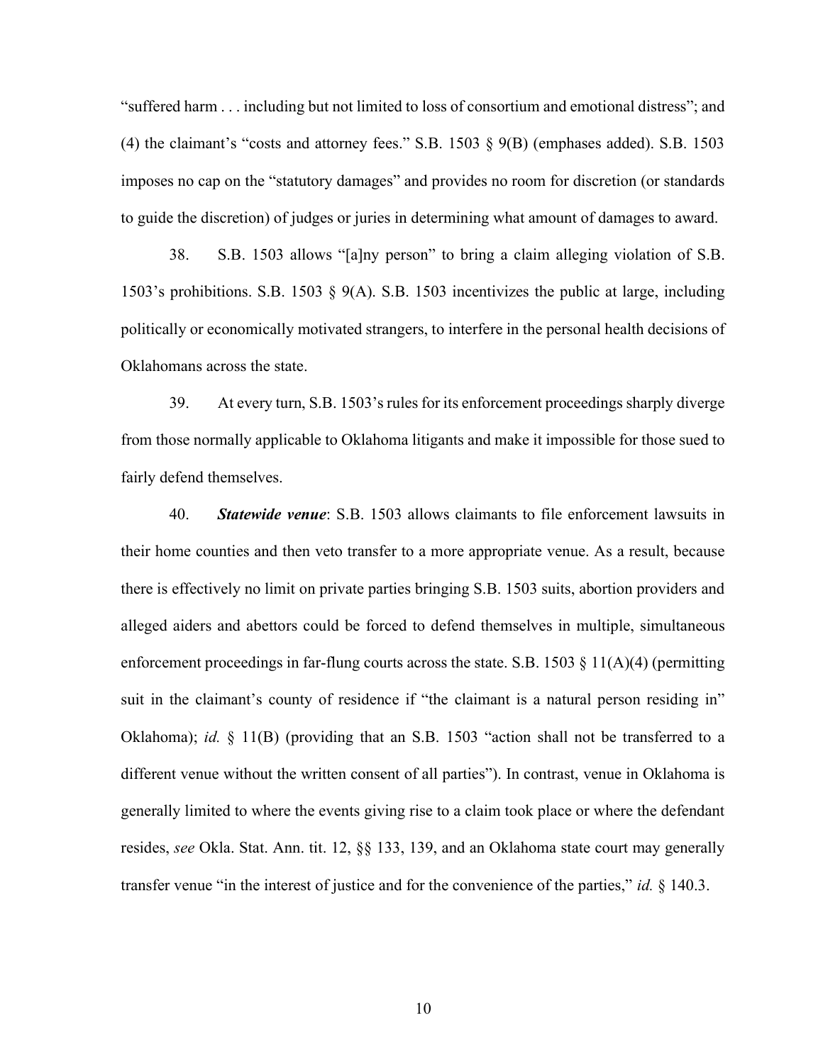"suffered harm . . . including but not limited to loss of consortium and emotional distress"; and (4) the claimant's "costs and attorney fees." S.B. 1503 § 9(B) (emphases added). S.B. 1503 imposes no cap on the "statutory damages" and provides no room for discretion (or standards to guide the discretion) of judges or juries in determining what amount of damages to award.

38. S.B. 1503 allows "[a]ny person" to bring a claim alleging violation of S.B. 1503's prohibitions. S.B. 1503 § 9(A). S.B. 1503 incentivizes the public at large, including politically or economically motivated strangers, to interfere in the personal health decisions of Oklahomans across the state.

39. At every turn, S.B. 1503's rules for its enforcement proceedings sharply diverge from those normally applicable to Oklahoma litigants and make it impossible for those sued to fairly defend themselves.

40. ***Statewide venue***: S.B. 1503 allows claimants to file enforcement lawsuits in their home counties and then veto transfer to a more appropriate venue. As a result, because there is effectively no limit on private parties bringing S.B. 1503 suits, abortion providers and alleged aiders and abettors could be forced to defend themselves in multiple, simultaneous enforcement proceedings in far-flung courts across the state. S.B. 1503 § 11(A)(4) (permitting suit in the claimant's county of residence if "the claimant is a natural person residing in" Oklahoma); *id.* § 11(B) (providing that an S.B. 1503 "action shall not be transferred to a different venue without the written consent of all parties"). In contrast, venue in Oklahoma is generally limited to where the events giving rise to a claim took place or where the defendant resides, *see* Okla. Stat. Ann. tit. 12, §§ 133, 139, and an Oklahoma state court may generally transfer venue "in the interest of justice and for the convenience of the parties," *id.* § 140.3.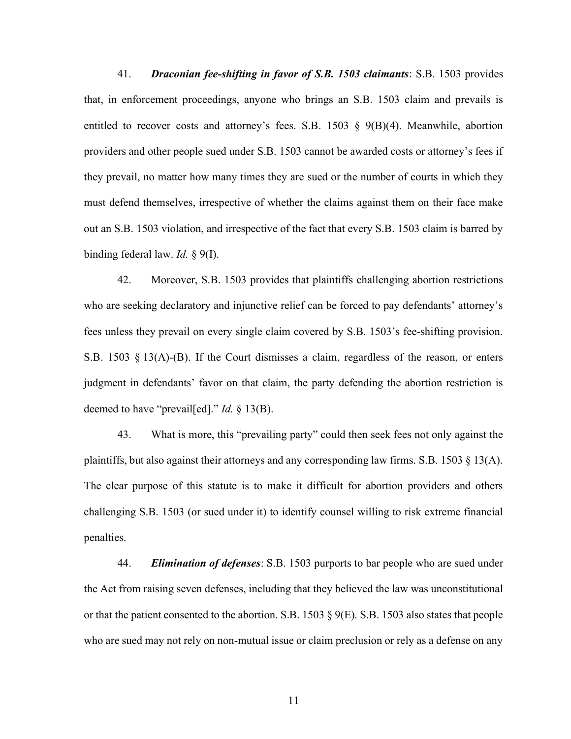41. ***Draconian fee-shifting in favor of S.B. 1503 claimants***: S.B. 1503 provides that, in enforcement proceedings, anyone who brings an S.B. 1503 claim and prevails is entitled to recover costs and attorney's fees. S.B. 1503 § 9(B)(4). Meanwhile, abortion providers and other people sued under S.B. 1503 cannot be awarded costs or attorney's fees if they prevail, no matter how many times they are sued or the number of courts in which they must defend themselves, irrespective of whether the claims against them on their face make out an S.B. 1503 violation, and irrespective of the fact that every S.B. 1503 claim is barred by binding federal law. *Id.* § 9(I).

42. Moreover, S.B. 1503 provides that plaintiffs challenging abortion restrictions who are seeking declaratory and injunctive relief can be forced to pay defendants' attorney's fees unless they prevail on every single claim covered by S.B. 1503's fee-shifting provision. S.B. 1503 § 13(A)-(B). If the Court dismisses a claim, regardless of the reason, or enters judgment in defendants' favor on that claim, the party defending the abortion restriction is deemed to have "prevail[ed]." *Id.* § 13(B).

43. What is more, this "prevailing party" could then seek fees not only against the plaintiffs, but also against their attorneys and any corresponding law firms. S.B. 1503 § 13(A). The clear purpose of this statute is to make it difficult for abortion providers and others challenging S.B. 1503 (or sued under it) to identify counsel willing to risk extreme financial penalties.

44. ***Elimination of defenses***: S.B. 1503 purports to bar people who are sued under the Act from raising seven defenses, including that they believed the law was unconstitutional or that the patient consented to the abortion. S.B. 1503 § 9(E). S.B. 1503 also states that people who are sued may not rely on non-mutual issue or claim preclusion or rely as a defense on any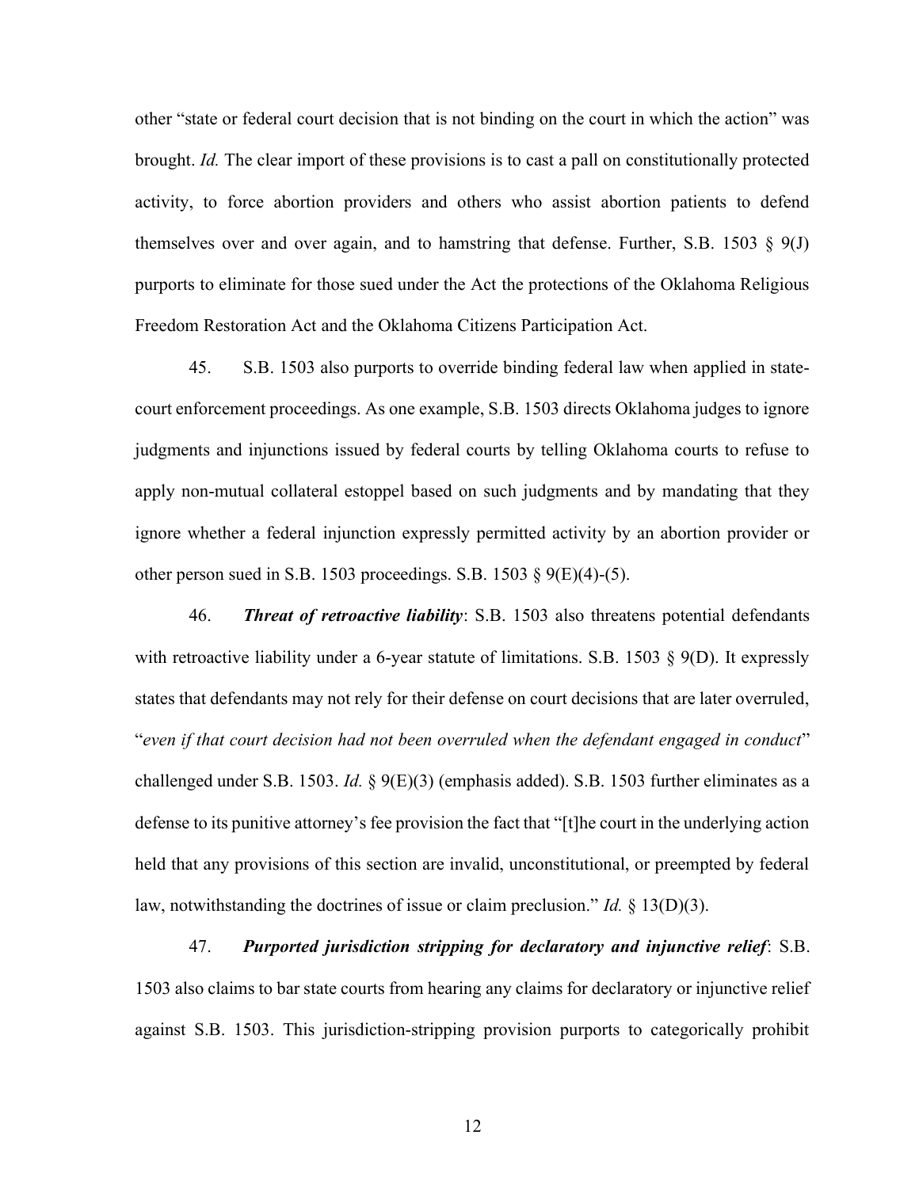other "state or federal court decision that is not binding on the court in which the action" was brought. *Id.* The clear import of these provisions is to cast a pall on constitutionally protected activity, to force abortion providers and others who assist abortion patients to defend themselves over and over again, and to hamstring that defense. Further, S.B. 1503 § 9(J) purports to eliminate for those sued under the Act the protections of the Oklahoma Religious Freedom Restoration Act and the Oklahoma Citizens Participation Act.

45. S.B. 1503 also purports to override binding federal law when applied in state-court enforcement proceedings. As one example, S.B. 1503 directs Oklahoma judges to ignore judgments and injunctions issued by federal courts by telling Oklahoma courts to refuse to apply non-mutual collateral estoppel based on such judgments and by mandating that they ignore whether a federal injunction expressly permitted activity by an abortion provider or other person sued in S.B. 1503 proceedings. S.B. 1503 § 9(E)(4)-(5).

46. ***Threat of retroactive liability***: S.B. 1503 also threatens potential defendants with retroactive liability under a 6-year statute of limitations. S.B. 1503 § 9(D). It expressly states that defendants may not rely for their defense on court decisions that are later overruled, "*even if that court decision had not been overruled when the defendant engaged in conduct*" challenged under S.B. 1503. *Id.* § 9(E)(3) (emphasis added). S.B. 1503 further eliminates as a defense to its punitive attorney's fee provision the fact that "[t]he court in the underlying action held that any provisions of this section are invalid, unconstitutional, or preempted by federal law, notwithstanding the doctrines of issue or claim preclusion." *Id.* § 13(D)(3).

47. ***Purported jurisdiction stripping for declaratory and injunctive relief***: S.B. 1503 also claims to bar state courts from hearing any claims for declaratory or injunctive relief against S.B. 1503. This jurisdiction-stripping provision purports to categorically prohibit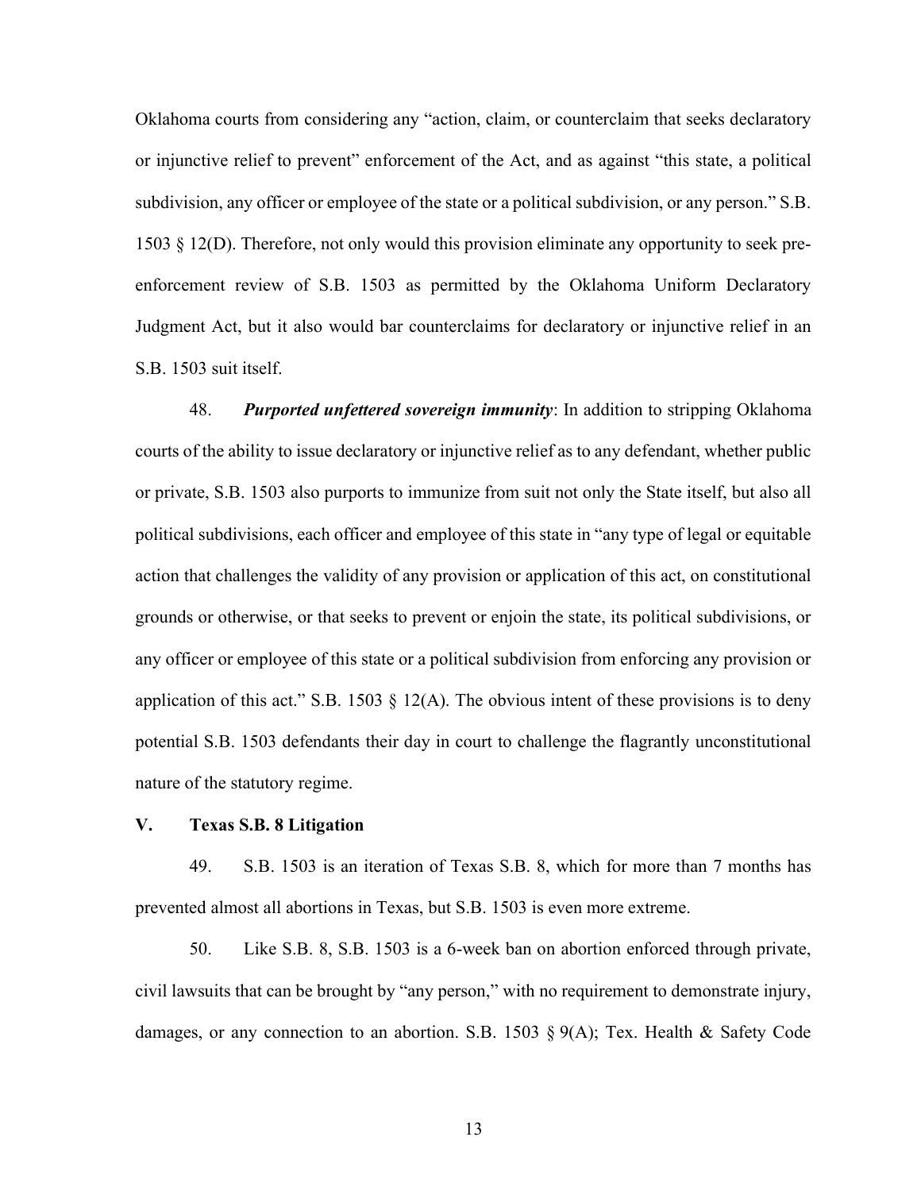Oklahoma courts from considering any "action, claim, or counterclaim that seeks declaratory or injunctive relief to prevent" enforcement of the Act, and as against "this state, a political subdivision, any officer or employee of the state or a political subdivision, or any person." S.B. 1503 § 12(D). Therefore, not only would this provision eliminate any opportunity to seek pre-enforcement review of S.B. 1503 as permitted by the Oklahoma Uniform Declaratory Judgment Act, but it also would bar counterclaims for declaratory or injunctive relief in an S.B. 1503 suit itself.

48. ***Purported unfettered sovereign immunity***: In addition to stripping Oklahoma courts of the ability to issue declaratory or injunctive relief as to any defendant, whether public or private, S.B. 1503 also purports to immunize from suit not only the State itself, but also all political subdivisions, each officer and employee of this state in "any type of legal or equitable action that challenges the validity of any provision or application of this act, on constitutional grounds or otherwise, or that seeks to prevent or enjoin the state, its political subdivisions, or any officer or employee of this state or a political subdivision from enforcing any provision or application of this act." S.B. 1503 § 12(A). The obvious intent of these provisions is to deny potential S.B. 1503 defendants their day in court to challenge the flagrantly unconstitutional nature of the statutory regime.

## V. Texas S.B. 8 Litigation

49. S.B. 1503 is an iteration of Texas S.B. 8, which for more than 7 months has prevented almost all abortions in Texas, but S.B. 1503 is even more extreme.

50. Like S.B. 8, S.B. 1503 is a 6-week ban on abortion enforced through private, civil lawsuits that can be brought by "any person," with no requirement to demonstrate injury, damages, or any connection to an abortion. S.B. 1503 § 9(A); Tex. Health & Safety Code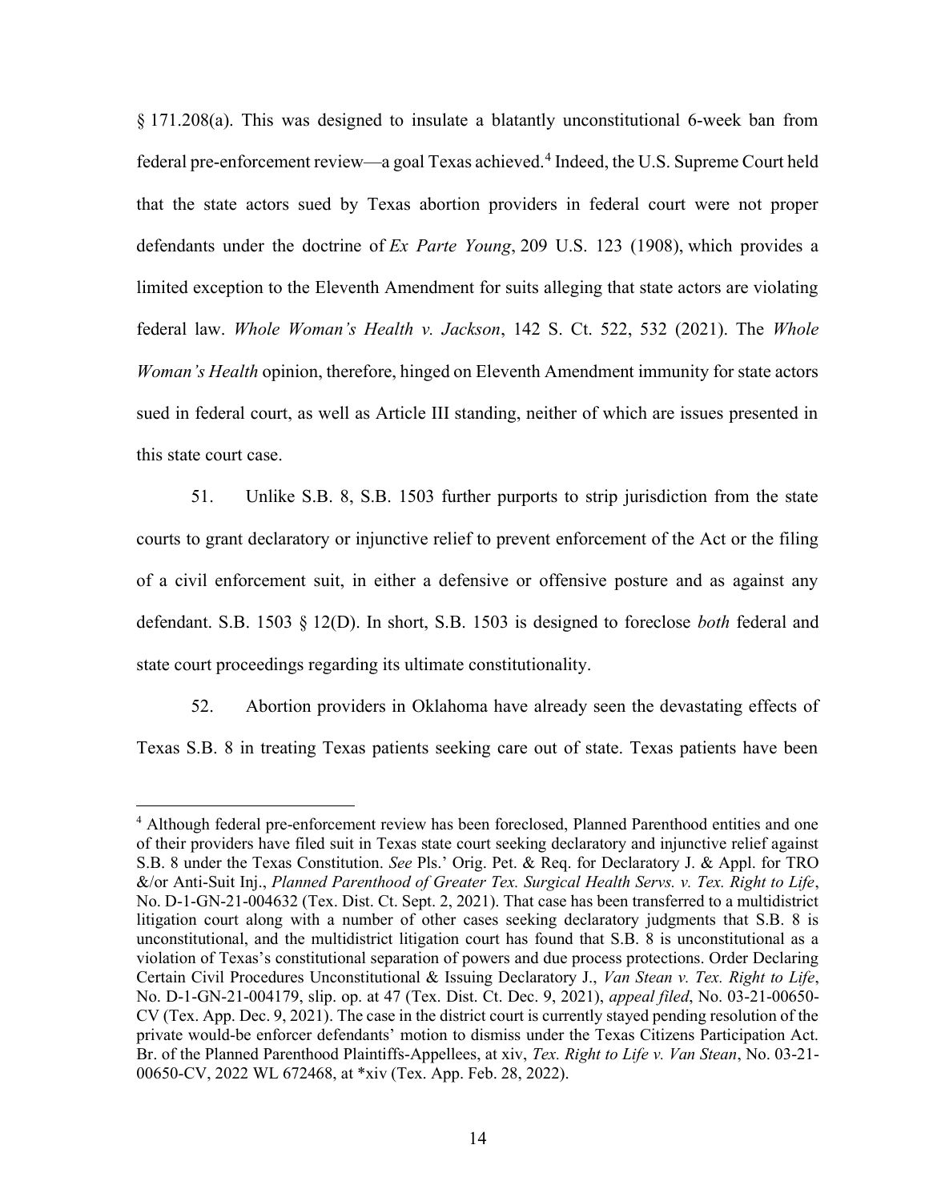§ 171.208(a). This was designed to insulate a blatantly unconstitutional 6-week ban from federal pre-enforcement review—a goal Texas achieved.[4] Indeed, the U.S. Supreme Court held that the state actors sued by Texas abortion providers in federal court were not proper defendants under the doctrine of *Ex Parte Young*, 209 U.S. 123 (1908), which provides a limited exception to the Eleventh Amendment for suits alleging that state actors are violating federal law. *Whole Woman's Health v. Jackson*, 142 S. Ct. 522, 532 (2021). The *Whole Woman's Health* opinion, therefore, hinged on Eleventh Amendment immunity for state actors sued in federal court, as well as Article III standing, neither of which are issues presented in this state court case.

51. Unlike S.B. 8, S.B. 1503 further purports to strip jurisdiction from the state courts to grant declaratory or injunctive relief to prevent enforcement of the Act or the filing of a civil enforcement suit, in either a defensive or offensive posture and as against any defendant. S.B. 1503 § 12(D). In short, S.B. 1503 is designed to foreclose *both* federal and state court proceedings regarding its ultimate constitutionality.

52. Abortion providers in Oklahoma have already seen the devastating effects of Texas S.B. 8 in treating Texas patients seeking care out of state. Texas patients have been

---

[4] Although federal pre-enforcement review has been foreclosed, Planned Parenthood entities and one of their providers have filed suit in Texas state court seeking declaratory and injunctive relief against S.B. 8 under the Texas Constitution. *See* Pls.' Orig. Pet. & Req. for Declaratory J. & Appl. for TRO &/or Anti-Suit Inj., *Planned Parenthood of Greater Tex. Surgical Health Servs. v. Tex. Right to Life*, No. D-1-GN-21-004632 (Tex. Dist. Ct. Sept. 2, 2021). That case has been transferred to a multidistrict litigation court along with a number of other cases seeking declaratory judgments that S.B. 8 is unconstitutional, and the multidistrict litigation court has found that S.B. 8 is unconstitutional as a violation of Texas's constitutional separation of powers and due process protections. Order Declaring Certain Civil Procedures Unconstitutional & Issuing Declaratory J., *Van Stean v. Tex. Right to Life*, No. D-1-GN-21-004179, slip. op. at 47 (Tex. Dist. Ct. Dec. 9, 2021), *appeal filed*, No. 03-21-00650-CV (Tex. App. Dec. 9, 2021). The case in the district court is currently stayed pending resolution of the private would-be enforcer defendants' motion to dismiss under the Texas Citizens Participation Act. Br. of the Planned Parenthood Plaintiffs-Appellees, at xiv, *Tex. Right to Life v. Van Stean*, No. 03-21-00650-CV, 2022 WL 672468, at *xiv (Tex. App. Feb. 28, 2022).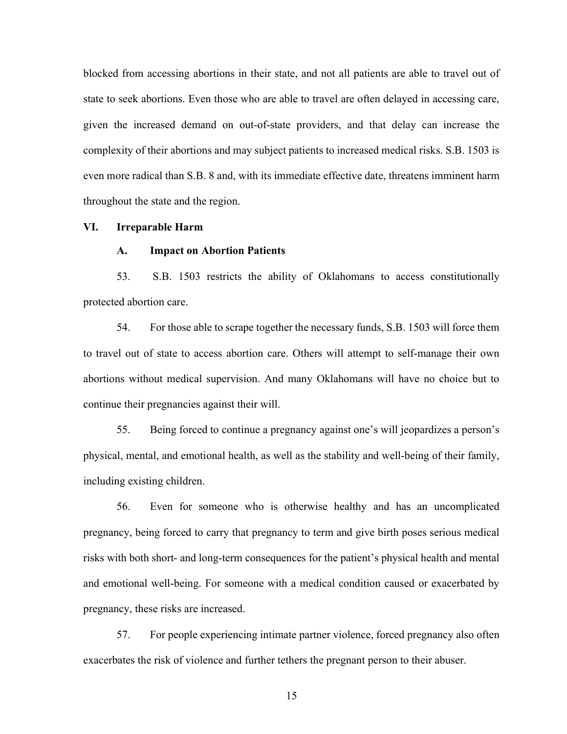blocked from accessing abortions in their state, and not all patients are able to travel out of state to seek abortions. Even those who are able to travel are often delayed in accessing care, given the increased demand on out-of-state providers, and that delay can increase the complexity of their abortions and may subject patients to increased medical risks. S.B. 1503 is even more radical than S.B. 8 and, with its immediate effective date, threatens imminent harm throughout the state and the region.

## VI. Irreparable Harm

### A. Impact on Abortion Patients

53. S.B. 1503 restricts the ability of Oklahomans to access constitutionally protected abortion care.

54. For those able to scrape together the necessary funds, S.B. 1503 will force them to travel out of state to access abortion care. Others will attempt to self-manage their own abortions without medical supervision. And many Oklahomans will have no choice but to continue their pregnancies against their will.

55. Being forced to continue a pregnancy against one's will jeopardizes a person's physical, mental, and emotional health, as well as the stability and well-being of their family, including existing children.

56. Even for someone who is otherwise healthy and has an uncomplicated pregnancy, being forced to carry that pregnancy to term and give birth poses serious medical risks with both short- and long-term consequences for the patient's physical health and mental and emotional well-being. For someone with a medical condition caused or exacerbated by pregnancy, these risks are increased.

57. For people experiencing intimate partner violence, forced pregnancy also often exacerbates the risk of violence and further tethers the pregnant person to their abuser.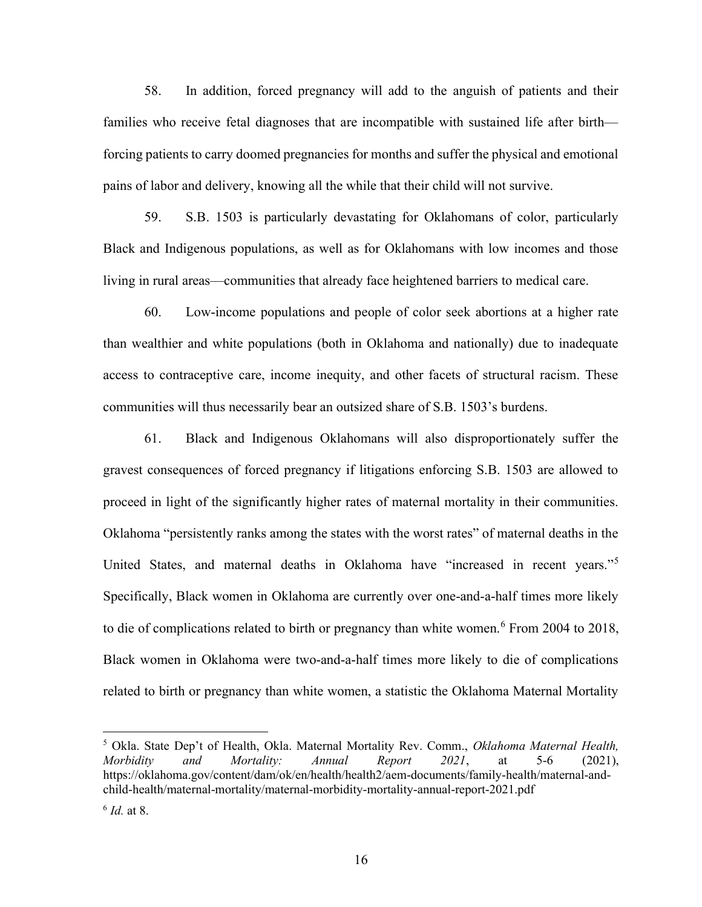58. In addition, forced pregnancy will add to the anguish of patients and their families who receive fetal diagnoses that are incompatible with sustained life after birth—forcing patients to carry doomed pregnancies for months and suffer the physical and emotional pains of labor and delivery, knowing all the while that their child will not survive.

59. S.B. 1503 is particularly devastating for Oklahomans of color, particularly Black and Indigenous populations, as well as for Oklahomans with low incomes and those living in rural areas—communities that already face heightened barriers to medical care.

60. Low-income populations and people of color seek abortions at a higher rate than wealthier and white populations (both in Oklahoma and nationally) due to inadequate access to contraceptive care, income inequity, and other facets of structural racism. These communities will thus necessarily bear an outsized share of S.B. 1503's burdens.

61. Black and Indigenous Oklahomans will also disproportionately suffer the gravest consequences of forced pregnancy if litigations enforcing S.B. 1503 are allowed to proceed in light of the significantly higher rates of maternal mortality in their communities. Oklahoma "persistently ranks among the states with the worst rates" of maternal deaths in the United States, and maternal deaths in Oklahoma have "increased in recent years."[5] Specifically, Black women in Oklahoma are currently over one-and-a-half times more likely to die of complications related to birth or pregnancy than white women.[6] From 2004 to 2018, Black women in Oklahoma were two-and-a-half times more likely to die of complications related to birth or pregnancy than white women, a statistic the Oklahoma Maternal Mortality

---

[5] Okla. State Dep't of Health, Okla. Maternal Mortality Rev. Comm., *Oklahoma Maternal Health, Morbidity and Mortality: Annual Report 2021*, at 5-6 (2021), https://oklahoma.gov/content/dam/ok/en/health/health2/aem-documents/family-health/maternal-and-child-health/maternal-mortality/maternal-morbidity-mortality-annual-report-2021.pdf

[6] *Id.* at 8.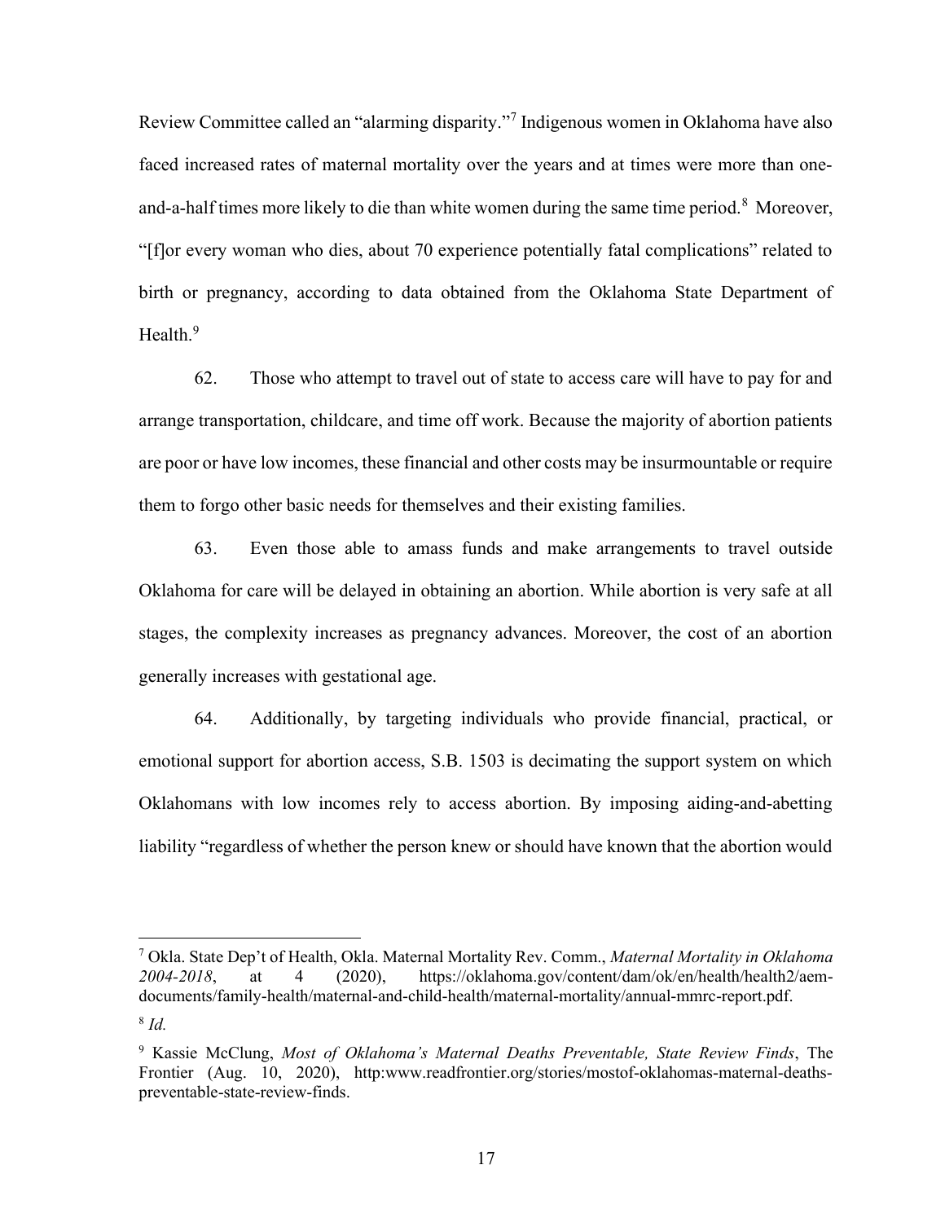Review Committee called an "alarming disparity."[7] Indigenous women in Oklahoma have also faced increased rates of maternal mortality over the years and at times were more than one-and-a-half times more likely to die than white women during the same time period.[8] Moreover, "[f]or every woman who dies, about 70 experience potentially fatal complications" related to birth or pregnancy, according to data obtained from the Oklahoma State Department of Health.[9]

62. Those who attempt to travel out of state to access care will have to pay for and arrange transportation, childcare, and time off work. Because the majority of abortion patients are poor or have low incomes, these financial and other costs may be insurmountable or require them to forgo other basic needs for themselves and their existing families.

63. Even those able to amass funds and make arrangements to travel outside Oklahoma for care will be delayed in obtaining an abortion. While abortion is very safe at all stages, the complexity increases as pregnancy advances. Moreover, the cost of an abortion generally increases with gestational age.

64. Additionally, by targeting individuals who provide financial, practical, or emotional support for abortion access, S.B. 1503 is decimating the support system on which Oklahomans with low incomes rely to access abortion. By imposing aiding-and-abetting liability "regardless of whether the person knew or should have known that the abortion would

---

[7] Okla. State Dep't of Health, Okla. Maternal Mortality Rev. Comm., *Maternal Mortality in Oklahoma 2004-2018*, at 4 (2020), https://oklahoma.gov/content/dam/ok/en/health/health2/aem-documents/family-health/maternal-and-child-health/maternal-mortality/annual-mmrc-report.pdf.

[8] *Id.*

[9] Kassie McClung, *Most of Oklahoma's Maternal Deaths Preventable, State Review Finds*, The Frontier (Aug. 10, 2020), http:www.readfrontier.org/stories/mostof-oklahomas-maternal-deaths-preventable-state-review-finds.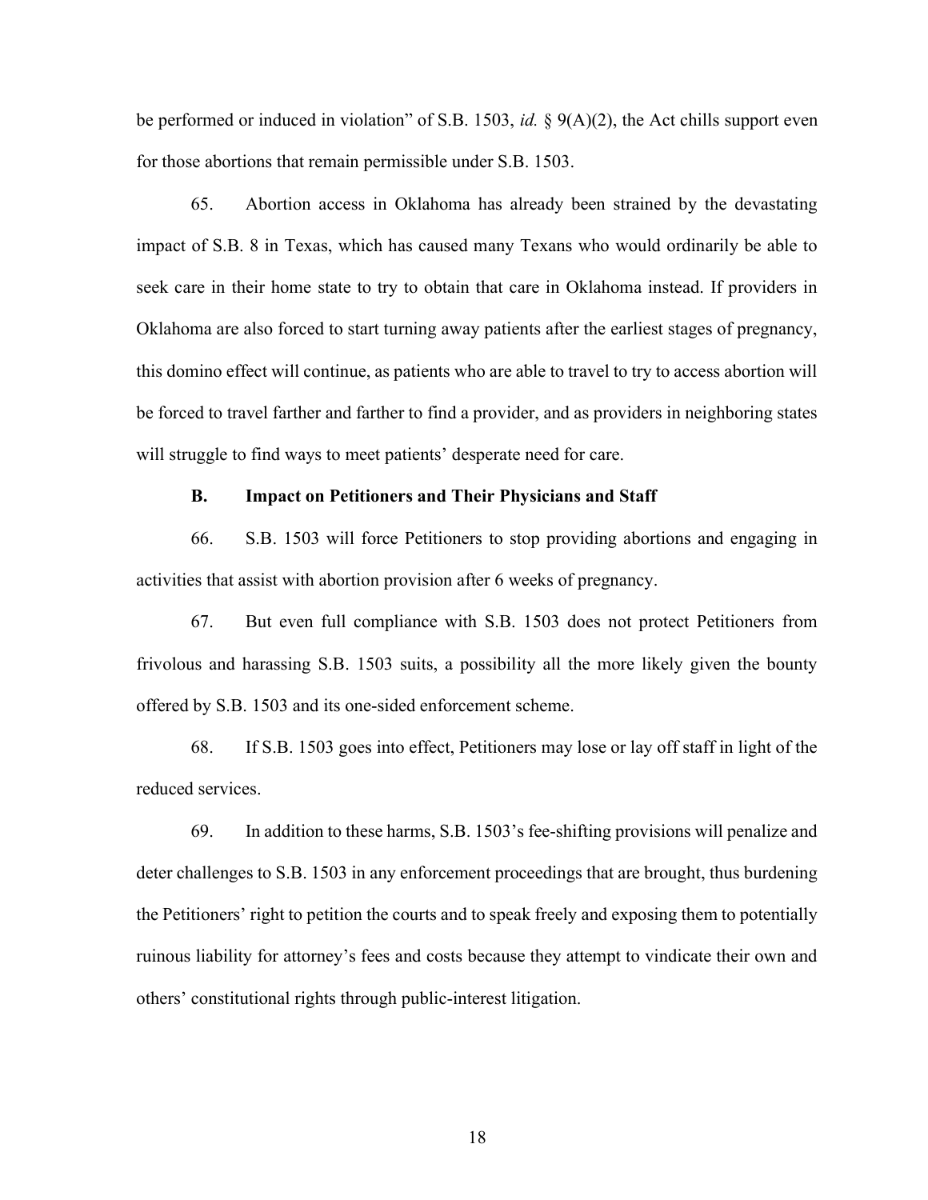be performed or induced in violation" of S.B. 1503, *id.* § 9(A)(2), the Act chills support even for those abortions that remain permissible under S.B. 1503.

65. Abortion access in Oklahoma has already been strained by the devastating impact of S.B. 8 in Texas, which has caused many Texans who would ordinarily be able to seek care in their home state to try to obtain that care in Oklahoma instead. If providers in Oklahoma are also forced to start turning away patients after the earliest stages of pregnancy, this domino effect will continue, as patients who are able to travel to try to access abortion will be forced to travel farther and farther to find a provider, and as providers in neighboring states will struggle to find ways to meet patients' desperate need for care.

### B. Impact on Petitioners and Their Physicians and Staff

66. S.B. 1503 will force Petitioners to stop providing abortions and engaging in activities that assist with abortion provision after 6 weeks of pregnancy.

67. But even full compliance with S.B. 1503 does not protect Petitioners from frivolous and harassing S.B. 1503 suits, a possibility all the more likely given the bounty offered by S.B. 1503 and its one-sided enforcement scheme.

68. If S.B. 1503 goes into effect, Petitioners may lose or lay off staff in light of the reduced services.

69. In addition to these harms, S.B. 1503's fee-shifting provisions will penalize and deter challenges to S.B. 1503 in any enforcement proceedings that are brought, thus burdening the Petitioners' right to petition the courts and to speak freely and exposing them to potentially ruinous liability for attorney's fees and costs because they attempt to vindicate their own and others' constitutional rights through public-interest litigation.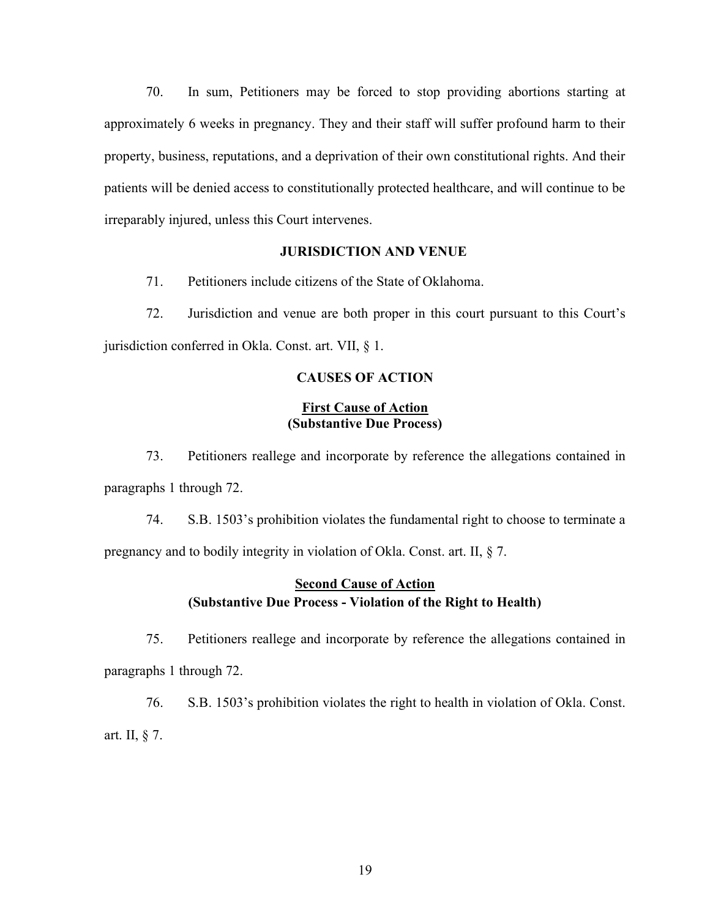70. In sum, Petitioners may be forced to stop providing abortions starting at approximately 6 weeks in pregnancy. They and their staff will suffer profound harm to their property, business, reputations, and a deprivation of their own constitutional rights. And their patients will be denied access to constitutionally protected healthcare, and will continue to be irreparably injured, unless this Court intervenes.

## JURISDICTION AND VENUE

71. Petitioners include citizens of the State of Oklahoma.

72. Jurisdiction and venue are both proper in this court pursuant to this Court's jurisdiction conferred in Okla. Const. art. VII, § 1.

## CAUSES OF ACTION

### First Cause of Action (Substantive Due Process)

73. Petitioners reallege and incorporate by reference the allegations contained in paragraphs 1 through 72.

74. S.B. 1503's prohibition violates the fundamental right to choose to terminate a pregnancy and to bodily integrity in violation of Okla. Const. art. II, § 7.

### Second Cause of Action (Substantive Due Process - Violation of the Right to Health)

75. Petitioners reallege and incorporate by reference the allegations contained in paragraphs 1 through 72.

76. S.B. 1503's prohibition violates the right to health in violation of Okla. Const. art. II, § 7.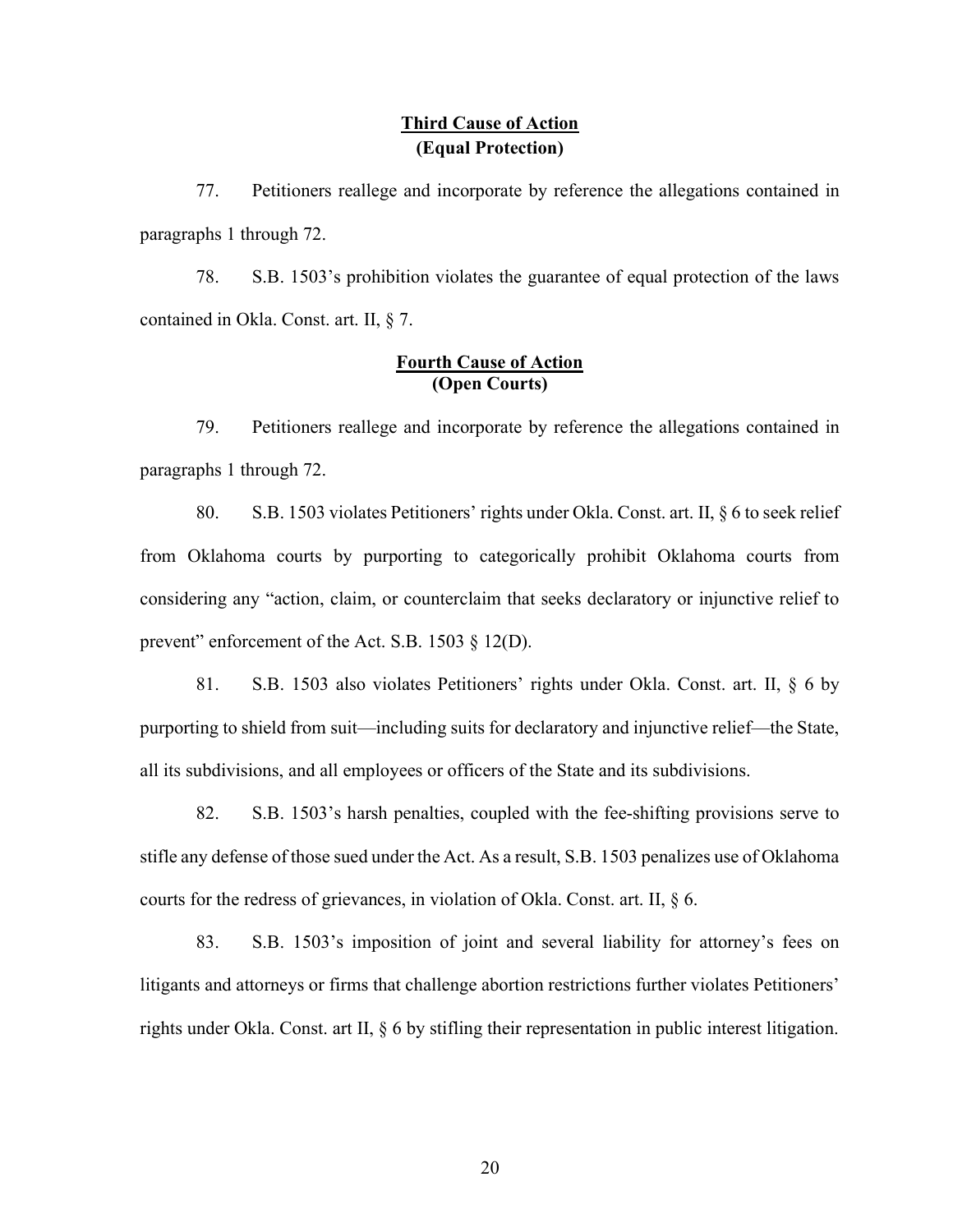## Third Cause of Action
## (Equal Protection)

77. Petitioners reallege and incorporate by reference the allegations contained in paragraphs 1 through 72.

78. S.B. 1503's prohibition violates the guarantee of equal protection of the laws contained in Okla. Const. art. II, § 7.

## Fourth Cause of Action
## (Open Courts)

79. Petitioners reallege and incorporate by reference the allegations contained in paragraphs 1 through 72.

80. S.B. 1503 violates Petitioners' rights under Okla. Const. art. II, § 6 to seek relief from Oklahoma courts by purporting to categorically prohibit Oklahoma courts from considering any "action, claim, or counterclaim that seeks declaratory or injunctive relief to prevent" enforcement of the Act. S.B. 1503 § 12(D).

81. S.B. 1503 also violates Petitioners' rights under Okla. Const. art. II, § 6 by purporting to shield from suit—including suits for declaratory and injunctive relief—the State, all its subdivisions, and all employees or officers of the State and its subdivisions.

82. S.B. 1503's harsh penalties, coupled with the fee-shifting provisions serve to stifle any defense of those sued under the Act. As a result, S.B. 1503 penalizes use of Oklahoma courts for the redress of grievances, in violation of Okla. Const. art. II, § 6.

83. S.B. 1503's imposition of joint and several liability for attorney's fees on litigants and attorneys or firms that challenge abortion restrictions further violates Petitioners' rights under Okla. Const. art II, § 6 by stifling their representation in public interest litigation.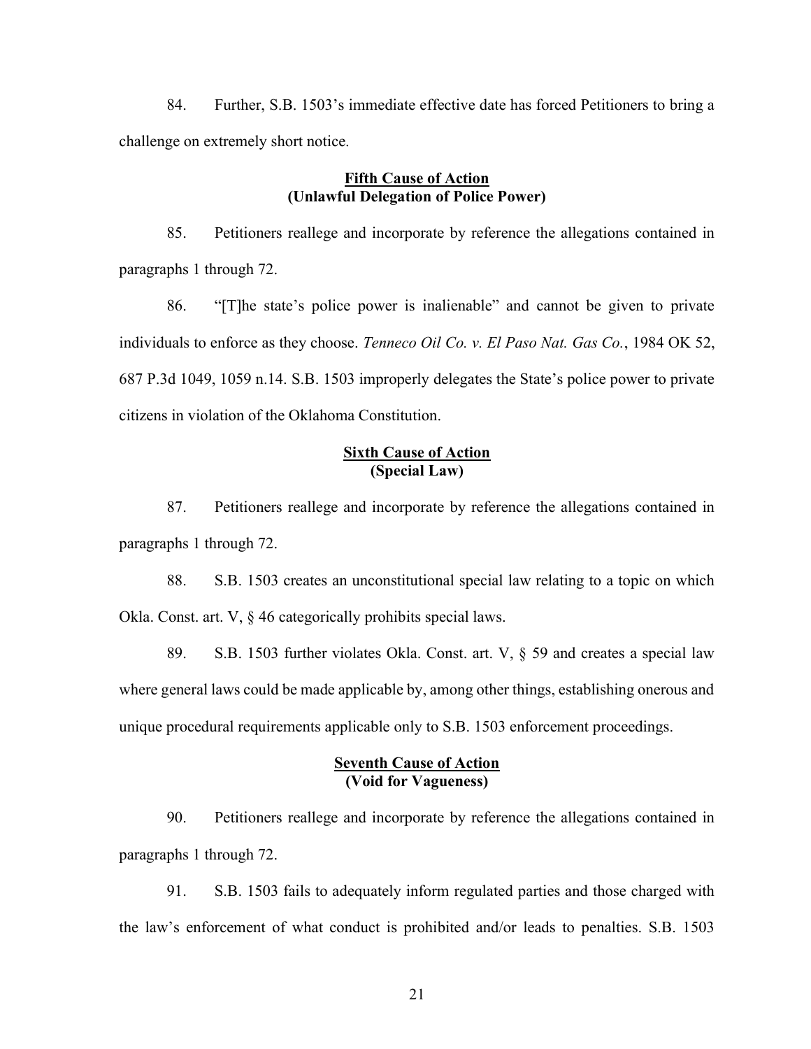84. Further, S.B. 1503's immediate effective date has forced Petitioners to bring a challenge on extremely short notice.

**Fifth Cause of Action**
**(Unlawful Delegation of Police Power)**

85. Petitioners reallege and incorporate by reference the allegations contained in paragraphs 1 through 72.

86. "[T]he state's police power is inalienable" and cannot be given to private individuals to enforce as they choose. *Tenneco Oil Co. v. El Paso Nat. Gas Co.*, 1984 OK 52, 687 P.3d 1049, 1059 n.14. S.B. 1503 improperly delegates the State's police power to private citizens in violation of the Oklahoma Constitution.

**Sixth Cause of Action**
**(Special Law)**

87. Petitioners reallege and incorporate by reference the allegations contained in paragraphs 1 through 72.

88. S.B. 1503 creates an unconstitutional special law relating to a topic on which Okla. Const. art. V, § 46 categorically prohibits special laws.

89. S.B. 1503 further violates Okla. Const. art. V, § 59 and creates a special law where general laws could be made applicable by, among other things, establishing onerous and unique procedural requirements applicable only to S.B. 1503 enforcement proceedings.

**Seventh Cause of Action**
**(Void for Vagueness)**

90. Petitioners reallege and incorporate by reference the allegations contained in paragraphs 1 through 72.

91. S.B. 1503 fails to adequately inform regulated parties and those charged with the law's enforcement of what conduct is prohibited and/or leads to penalties. S.B. 1503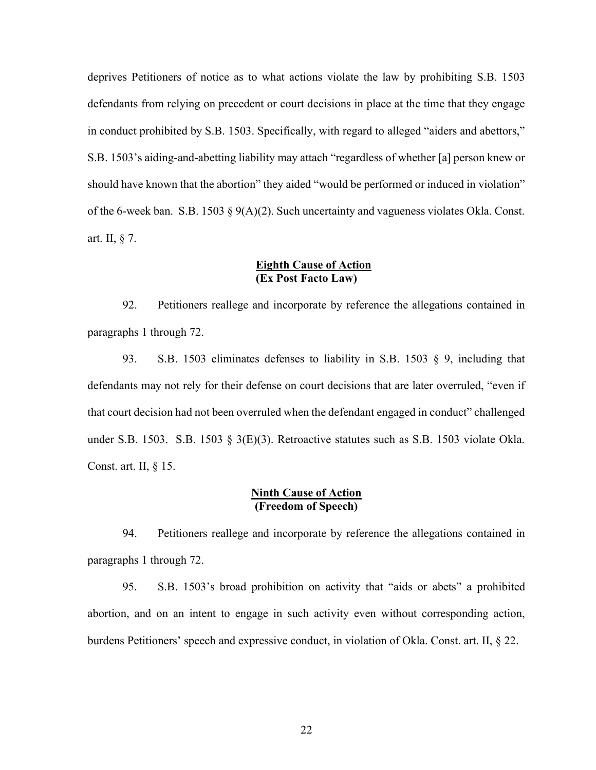deprives Petitioners of notice as to what actions violate the law by prohibiting S.B. 1503 defendants from relying on precedent or court decisions in place at the time that they engage in conduct prohibited by S.B. 1503. Specifically, with regard to alleged "aiders and abettors," S.B. 1503's aiding-and-abetting liability may attach "regardless of whether [a] person knew or should have known that the abortion" they aided "would be performed or induced in violation" of the 6-week ban. S.B. 1503 § 9(A)(2). Such uncertainty and vagueness violates Okla. Const. art. II, § 7.

**Eighth Cause of Action**
**(Ex Post Facto Law)**

92. Petitioners reallege and incorporate by reference the allegations contained in paragraphs 1 through 72.

93. S.B. 1503 eliminates defenses to liability in S.B. 1503 § 9, including that defendants may not rely for their defense on court decisions that are later overruled, "even if that court decision had not been overruled when the defendant engaged in conduct" challenged under S.B. 1503. S.B. 1503 § 3(E)(3). Retroactive statutes such as S.B. 1503 violate Okla. Const. art. II, § 15.

**Ninth Cause of Action**
**(Freedom of Speech)**

94. Petitioners reallege and incorporate by reference the allegations contained in paragraphs 1 through 72.

95. S.B. 1503's broad prohibition on activity that "aids or abets" a prohibited abortion, and on an intent to engage in such activity even without corresponding action, burdens Petitioners' speech and expressive conduct, in violation of Okla. Const. art. II, § 22.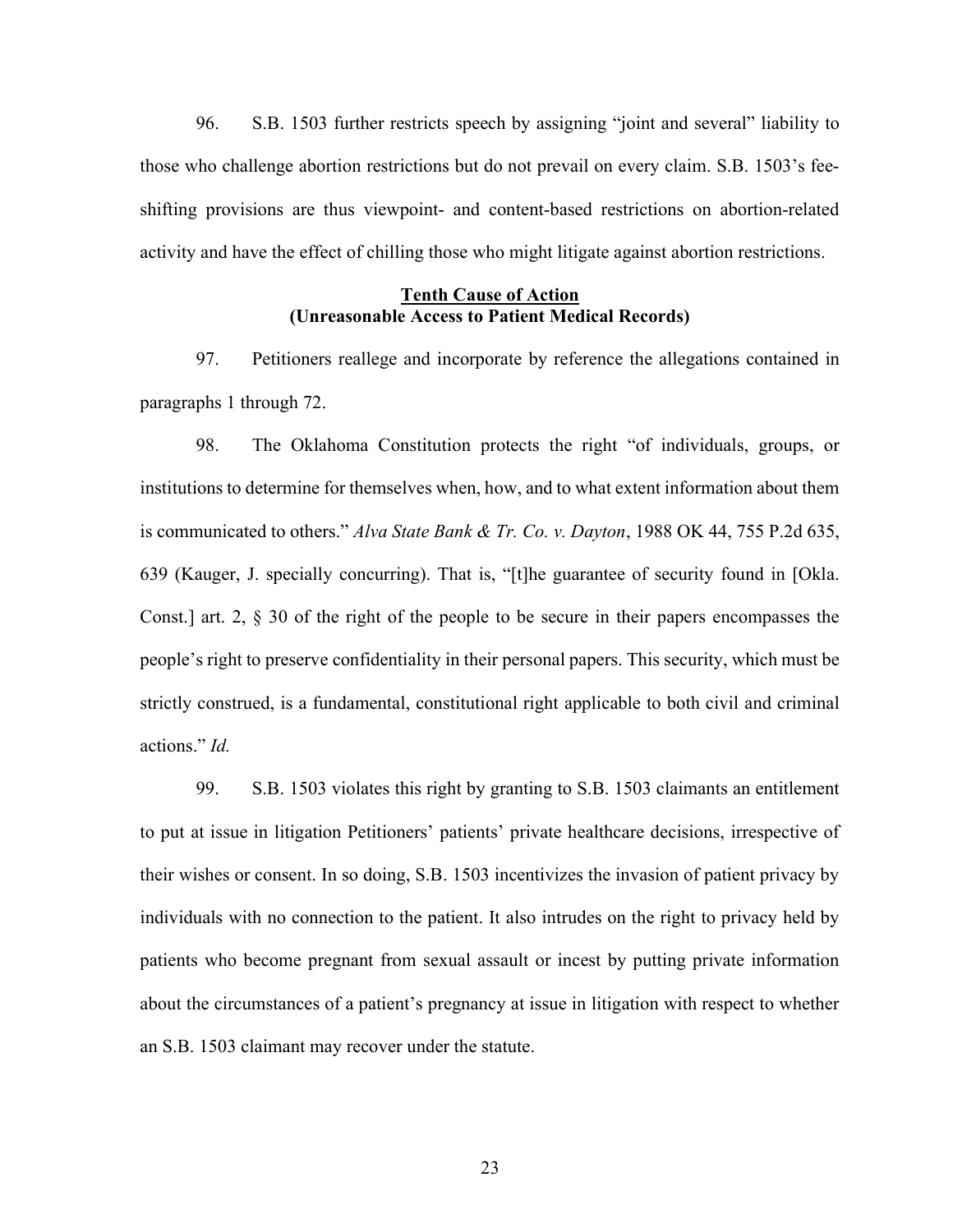96. S.B. 1503 further restricts speech by assigning "joint and several" liability to those who challenge abortion restrictions but do not prevail on every claim. S.B. 1503's fee-shifting provisions are thus viewpoint- and content-based restrictions on abortion-related activity and have the effect of chilling those who might litigate against abortion restrictions.

**Tenth Cause of Action**
**(Unreasonable Access to Patient Medical Records)**

97. Petitioners reallege and incorporate by reference the allegations contained in paragraphs 1 through 72.

98. The Oklahoma Constitution protects the right "of individuals, groups, or institutions to determine for themselves when, how, and to what extent information about them is communicated to others." *Alva State Bank & Tr. Co. v. Dayton*, 1988 OK 44, 755 P.2d 635, 639 (Kauger, J. specially concurring). That is, "[t]he guarantee of security found in [Okla. Const.] art. 2, § 30 of the right of the people to be secure in their papers encompasses the people's right to preserve confidentiality in their personal papers. This security, which must be strictly construed, is a fundamental, constitutional right applicable to both civil and criminal actions." *Id.*

99. S.B. 1503 violates this right by granting to S.B. 1503 claimants an entitlement to put at issue in litigation Petitioners' patients' private healthcare decisions, irrespective of their wishes or consent. In so doing, S.B. 1503 incentivizes the invasion of patient privacy by individuals with no connection to the patient. It also intrudes on the right to privacy held by patients who become pregnant from sexual assault or incest by putting private information about the circumstances of a patient's pregnancy at issue in litigation with respect to whether an S.B. 1503 claimant may recover under the statute.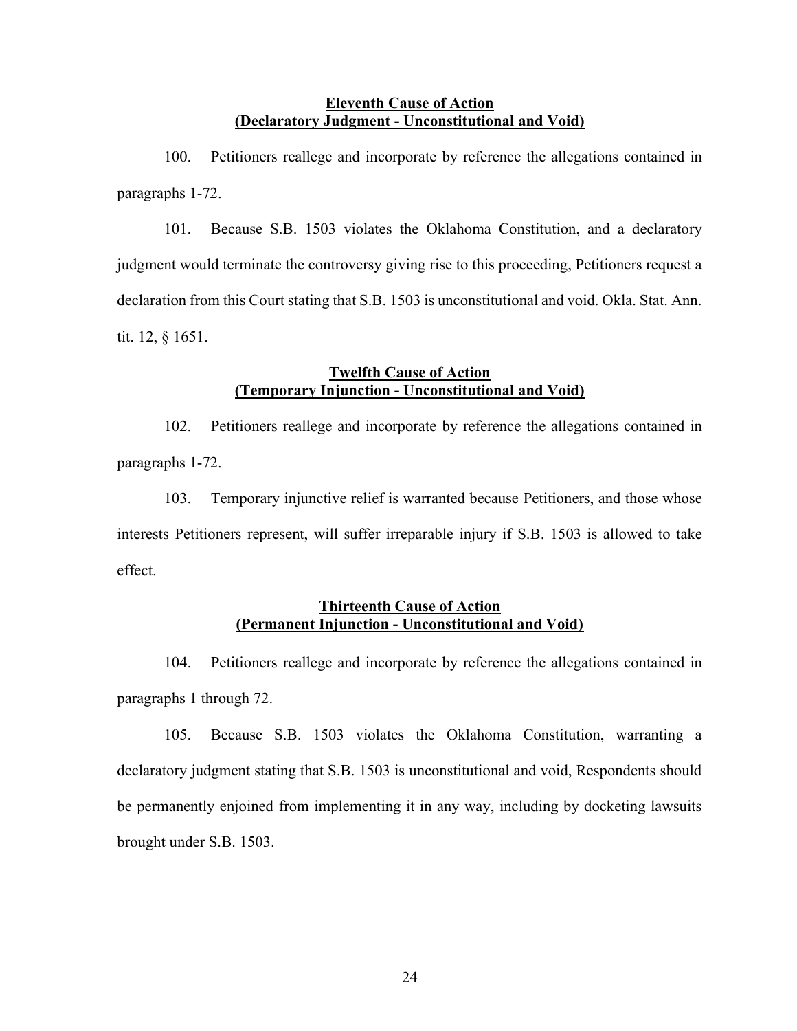**Eleventh Cause of Action**
**(Declaratory Judgment - Unconstitutional and Void)**

100. Petitioners reallege and incorporate by reference the allegations contained in paragraphs 1-72.

101. Because S.B. 1503 violates the Oklahoma Constitution, and a declaratory judgment would terminate the controversy giving rise to this proceeding, Petitioners request a declaration from this Court stating that S.B. 1503 is unconstitutional and void. Okla. Stat. Ann. tit. 12, § 1651.

**Twelfth Cause of Action**
**(Temporary Injunction - Unconstitutional and Void)**

102. Petitioners reallege and incorporate by reference the allegations contained in paragraphs 1-72.

103. Temporary injunctive relief is warranted because Petitioners, and those whose interests Petitioners represent, will suffer irreparable injury if S.B. 1503 is allowed to take effect.

**Thirteenth Cause of Action**
**(Permanent Injunction - Unconstitutional and Void)**

104. Petitioners reallege and incorporate by reference the allegations contained in paragraphs 1 through 72.

105. Because S.B. 1503 violates the Oklahoma Constitution, warranting a declaratory judgment stating that S.B. 1503 is unconstitutional and void, Respondents should be permanently enjoined from implementing it in any way, including by docketing lawsuits brought under S.B. 1503.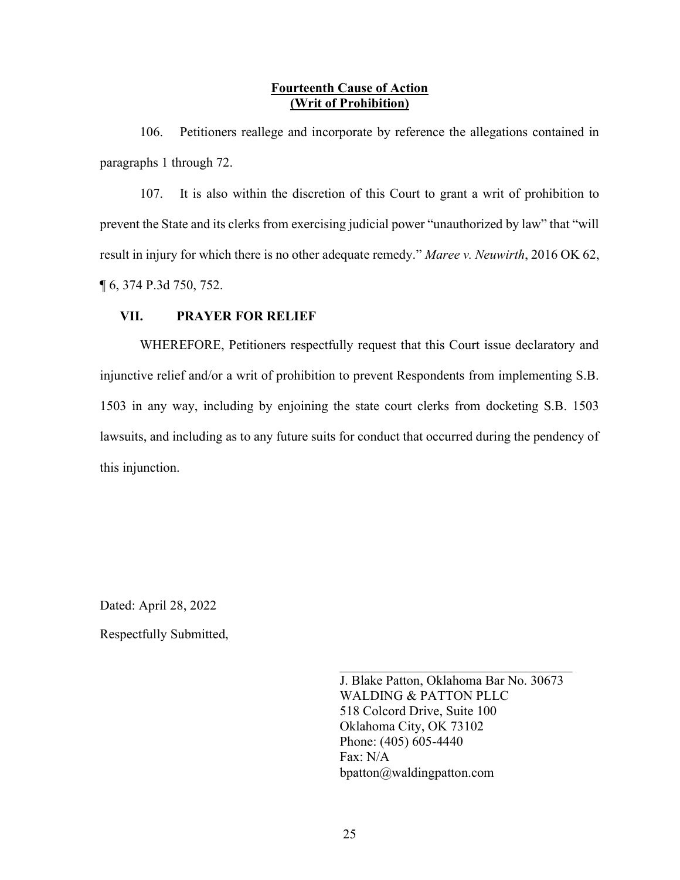**Fourteenth Cause of Action**
**(Writ of Prohibition)**

106. Petitioners reallege and incorporate by reference the allegations contained in paragraphs 1 through 72.

107. It is also within the discretion of this Court to grant a writ of prohibition to prevent the State and its clerks from exercising judicial power "unauthorized by law" that "will result in injury for which there is no other adequate remedy." *Maree v. Neuwirth*, 2016 OK 62, ¶ 6, 374 P.3d 750, 752.

## VII. PRAYER FOR RELIEF

WHEREFORE, Petitioners respectfully request that this Court issue declaratory and injunctive relief and/or a writ of prohibition to prevent Respondents from implementing S.B. 1503 in any way, including by enjoining the state court clerks from docketing S.B. 1503 lawsuits, and including as to any future suits for conduct that occurred during the pendency of this injunction.

Dated: April 28, 2022

Respectfully Submitted,

\_\_\_\_\_\_\_\_\_\_\_\_\_\_\_\_\_\_\_\_\_\_\_\_\_\_\_\_\_\_\_\_\_\_
J. Blake Patton, Oklahoma Bar No. 30673
WALDING & PATTON PLLC
518 Colcord Drive, Suite 100
Oklahoma City, OK 73102
Phone: (405) 605-4440
Fax: N/A
bpatton@waldingpatton.com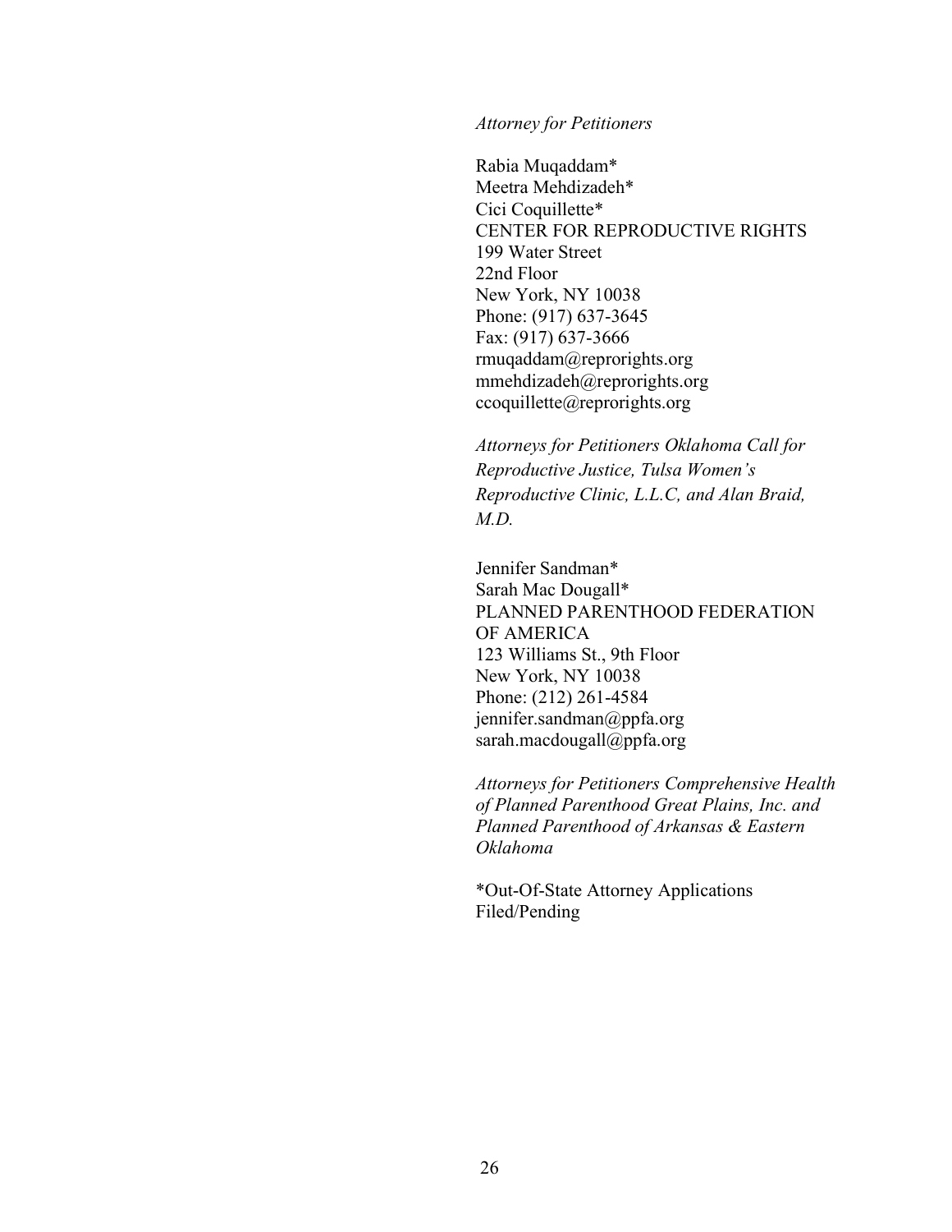*Attorney for Petitioners*

Rabia Muqaddam*  
Meetra Mehdizadeh*  
Cici Coquillette*  
CENTER FOR REPRODUCTIVE RIGHTS  
199 Water Street  
22nd Floor  
New York, NY 10038  
Phone: (917) 637-3645  
Fax: (917) 637-3666  
rmuqaddam@reprorights.org  
mmehdizadeh@reprorights.org  
ccoquillette@reprorights.org

*Attorneys for Petitioners Oklahoma Call for Reproductive Justice, Tulsa Women's Reproductive Clinic, L.L.C, and Alan Braid, M.D.*

Jennifer Sandman*  
Sarah Mac Dougall*  
PLANNED PARENTHOOD FEDERATION OF AMERICA  
123 Williams St., 9th Floor  
New York, NY 10038  
Phone: (212) 261-4584  
jennifer.sandman@ppfa.org  
sarah.macdougall@ppfa.org

*Attorneys for Petitioners Comprehensive Health of Planned Parenthood Great Plains, Inc. and Planned Parenthood of Arkansas & Eastern Oklahoma*

*Out-Of-State Attorney Applications Filed/Pending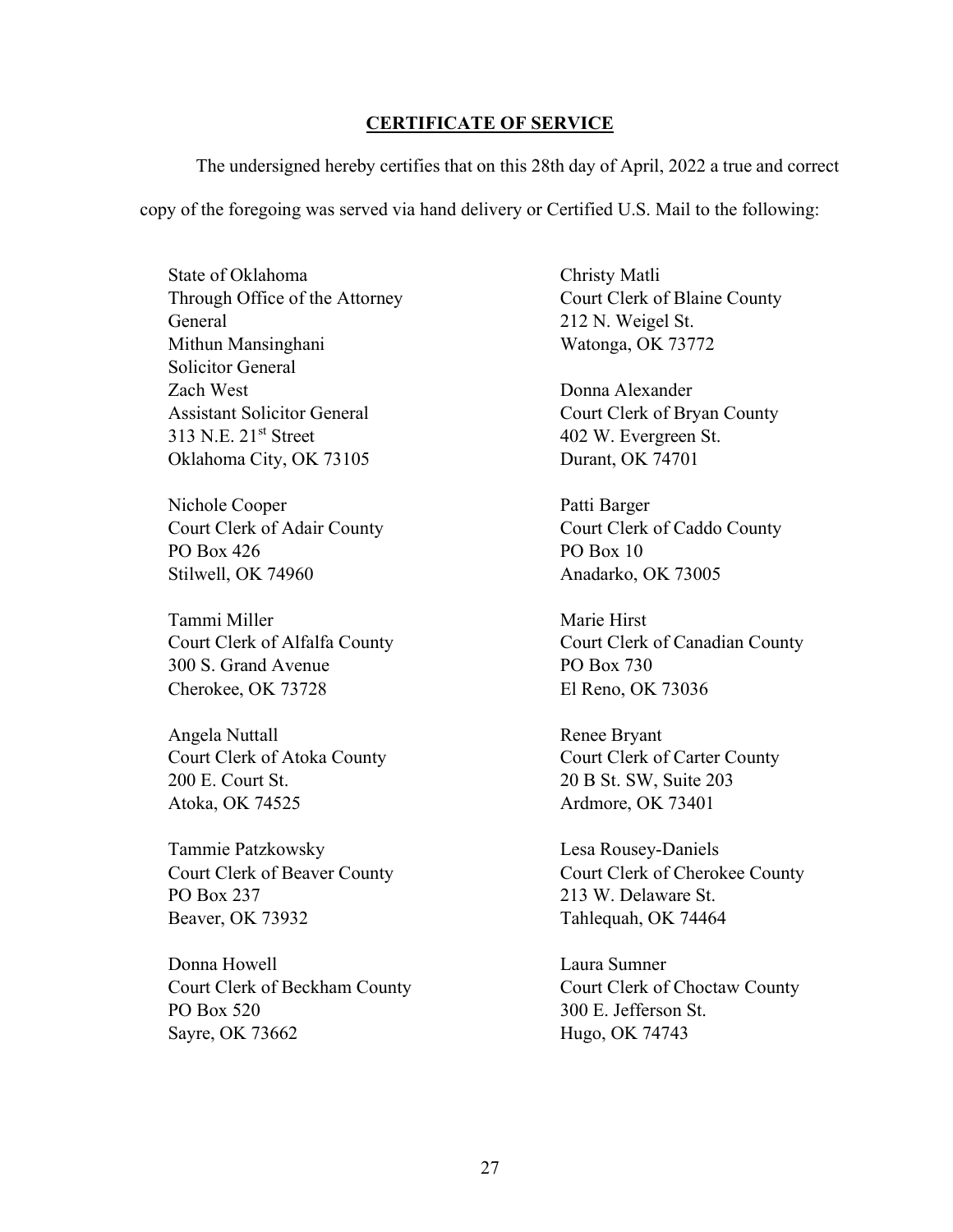## CERTIFICATE OF SERVICE

The undersigned hereby certifies that on this 28th day of April, 2022 a true and correct copy of the foregoing was served via hand delivery or Certified U.S. Mail to the following:

State of Oklahoma
Through Office of the Attorney General
Mithun Mansinghani
Solicitor General
Zach West
Assistant Solicitor General
313 N.E. 21st Street
Oklahoma City, OK 73105

Nichole Cooper
Court Clerk of Adair County
PO Box 426
Stilwell, OK 74960

Tammi Miller
Court Clerk of Alfalfa County
300 S. Grand Avenue
Cherokee, OK 73728

Angela Nuttall
Court Clerk of Atoka County
200 E. Court St.
Atoka, OK 74525

Tammie Patzkowsky
Court Clerk of Beaver County
PO Box 237
Beaver, OK 73932

Donna Howell
Court Clerk of Beckham County
PO Box 520
Sayre, OK 73662

Christy Matli
Court Clerk of Blaine County
212 N. Weigel St.
Watonga, OK 73772

Donna Alexander
Court Clerk of Bryan County
402 W. Evergreen St.
Durant, OK 74701

Patti Barger
Court Clerk of Caddo County
PO Box 10
Anadarko, OK 73005

Marie Hirst
Court Clerk of Canadian County
PO Box 730
El Reno, OK 73036

Renee Bryant
Court Clerk of Carter County
20 B St. SW, Suite 203
Ardmore, OK 73401

Lesa Rousey-Daniels
Court Clerk of Cherokee County
213 W. Delaware St.
Tahlequah, OK 74464

Laura Sumner
Court Clerk of Choctaw County
300 E. Jefferson St.
Hugo, OK 74743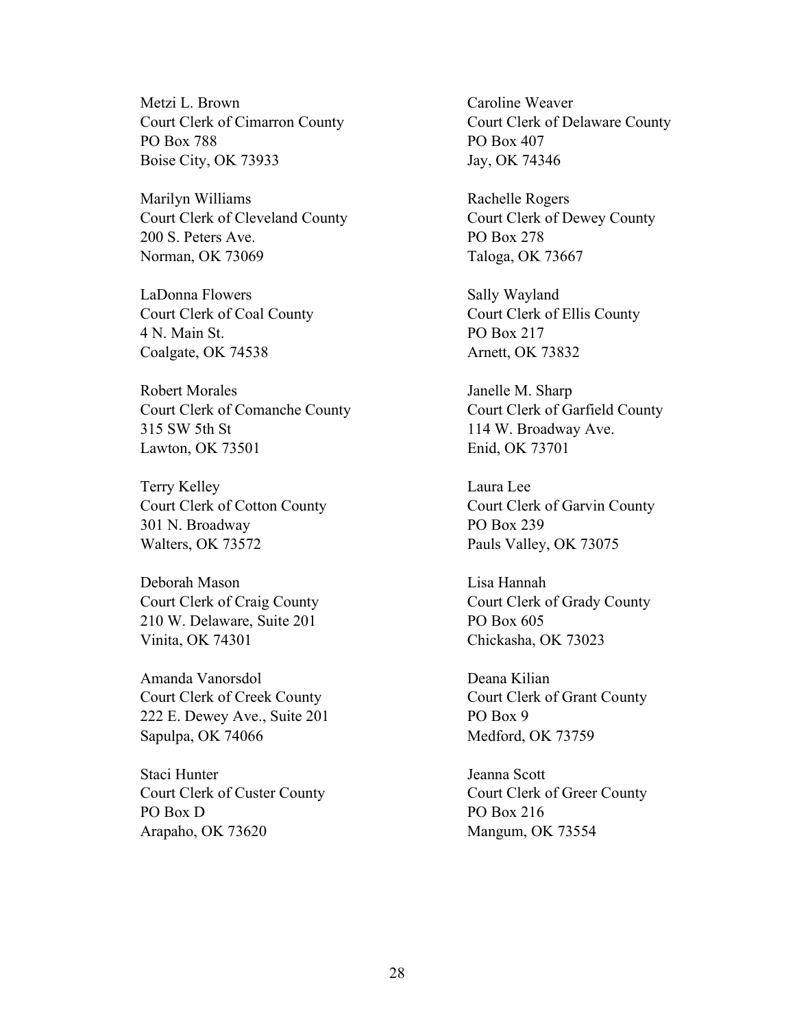Metzi L. Brown
Court Clerk of Cimarron County
PO Box 788
Boise City, OK 73933

Marilyn Williams
Court Clerk of Cleveland County
200 S. Peters Ave.
Norman, OK 73069

LaDonna Flowers
Court Clerk of Coal County
4 N. Main St.
Coalgate, OK 74538

Robert Morales
Court Clerk of Comanche County
315 SW 5th St
Lawton, OK 73501

Terry Kelley
Court Clerk of Cotton County
301 N. Broadway
Walters, OK 73572

Deborah Mason
Court Clerk of Craig County
210 W. Delaware, Suite 201
Vinita, OK 74301

Amanda Vanorsdol
Court Clerk of Creek County
222 E. Dewey Ave., Suite 201
Sapulpa, OK 74066

Staci Hunter
Court Clerk of Custer County
PO Box D
Arapaho, OK 73620

Caroline Weaver
Court Clerk of Delaware County
PO Box 407
Jay, OK 74346

Rachelle Rogers
Court Clerk of Dewey County
PO Box 278
Taloga, OK 73667

Sally Wayland
Court Clerk of Ellis County
PO Box 217
Arnett, OK 73832

Janelle M. Sharp
Court Clerk of Garfield County
114 W. Broadway Ave.
Enid, OK 73701

Laura Lee
Court Clerk of Garvin County
PO Box 239
Pauls Valley, OK 73075

Lisa Hannah
Court Clerk of Grady County
PO Box 605
Chickasha, OK 73023

Deana Kilian
Court Clerk of Grant County
PO Box 9
Medford, OK 73759

Jeanna Scott
Court Clerk of Greer County
PO Box 216
Mangum, OK 73554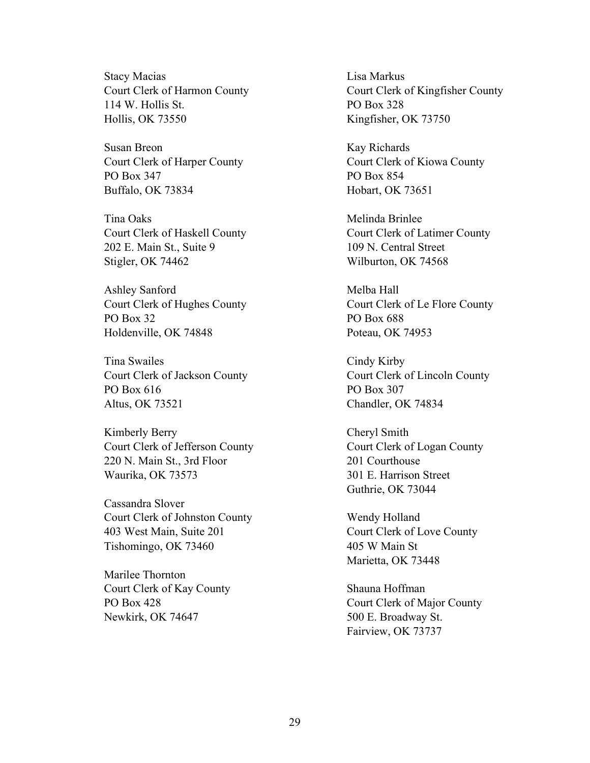Stacy Macias
Court Clerk of Harmon County
114 W. Hollis St.
Hollis, OK 73550

Susan Breon
Court Clerk of Harper County
PO Box 347
Buffalo, OK 73834

Tina Oaks
Court Clerk of Haskell County
202 E. Main St., Suite 9
Stigler, OK 74462

Ashley Sanford
Court Clerk of Hughes County
PO Box 32
Holdenville, OK 74848

Tina Swailes
Court Clerk of Jackson County
PO Box 616
Altus, OK 73521

Kimberly Berry
Court Clerk of Jefferson County
220 N. Main St., 3rd Floor
Waurika, OK 73573

Cassandra Slover
Court Clerk of Johnston County
403 West Main, Suite 201
Tishomingo, OK 73460

Marilee Thornton
Court Clerk of Kay County
PO Box 428
Newkirk, OK 74647

Lisa Markus
Court Clerk of Kingfisher County
PO Box 328
Kingfisher, OK 73750

Kay Richards
Court Clerk of Kiowa County
PO Box 854
Hobart, OK 73651

Melinda Brinlee
Court Clerk of Latimer County
109 N. Central Street
Wilburton, OK 74568

Melba Hall
Court Clerk of Le Flore County
PO Box 688
Poteau, OK 74953

Cindy Kirby
Court Clerk of Lincoln County
PO Box 307
Chandler, OK 74834

Cheryl Smith
Court Clerk of Logan County
201 Courthouse
301 E. Harrison Street
Guthrie, OK 73044

Wendy Holland
Court Clerk of Love County
405 W Main St
Marietta, OK 73448

Shauna Hoffman
Court Clerk of Major County
500 E. Broadway St.
Fairview, OK 73737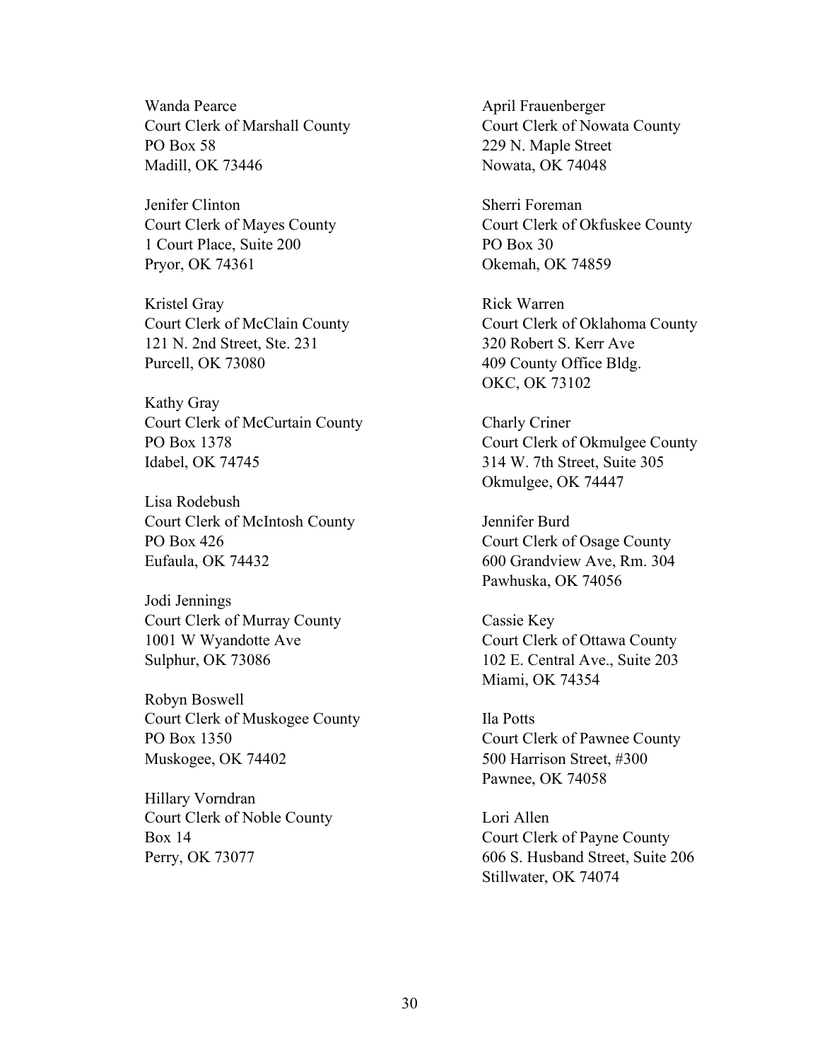Wanda Pearce
Court Clerk of Marshall County
PO Box 58
Madill, OK 73446

Jenifer Clinton
Court Clerk of Mayes County
1 Court Place, Suite 200
Pryor, OK 74361

Kristel Gray
Court Clerk of McClain County
121 N. 2nd Street, Ste. 231
Purcell, OK 73080

Kathy Gray
Court Clerk of McCurtain County
PO Box 1378
Idabel, OK 74745

Lisa Rodebush
Court Clerk of McIntosh County
PO Box 426
Eufaula, OK 74432

Jodi Jennings
Court Clerk of Murray County
1001 W Wyandotte Ave
Sulphur, OK 73086

Robyn Boswell
Court Clerk of Muskogee County
PO Box 1350
Muskogee, OK 74402

Hillary Vorndran
Court Clerk of Noble County
Box 14
Perry, OK 73077

April Frauenberger
Court Clerk of Nowata County
229 N. Maple Street
Nowata, OK 74048

Sherri Foreman
Court Clerk of Okfuskee County
PO Box 30
Okemah, OK 74859

Rick Warren
Court Clerk of Oklahoma County
320 Robert S. Kerr Ave
409 County Office Bldg.
OKC, OK 73102

Charly Criner
Court Clerk of Okmulgee County
314 W. 7th Street, Suite 305
Okmulgee, OK 74447

Jennifer Burd
Court Clerk of Osage County
600 Grandview Ave, Rm. 304
Pawhuska, OK 74056

Cassie Key
Court Clerk of Ottawa County
102 E. Central Ave., Suite 203
Miami, OK 74354

Ila Potts
Court Clerk of Pawnee County
500 Harrison Street, #300
Pawnee, OK 74058

Lori Allen
Court Clerk of Payne County
606 S. Husband Street, Suite 206
Stillwater, OK 74074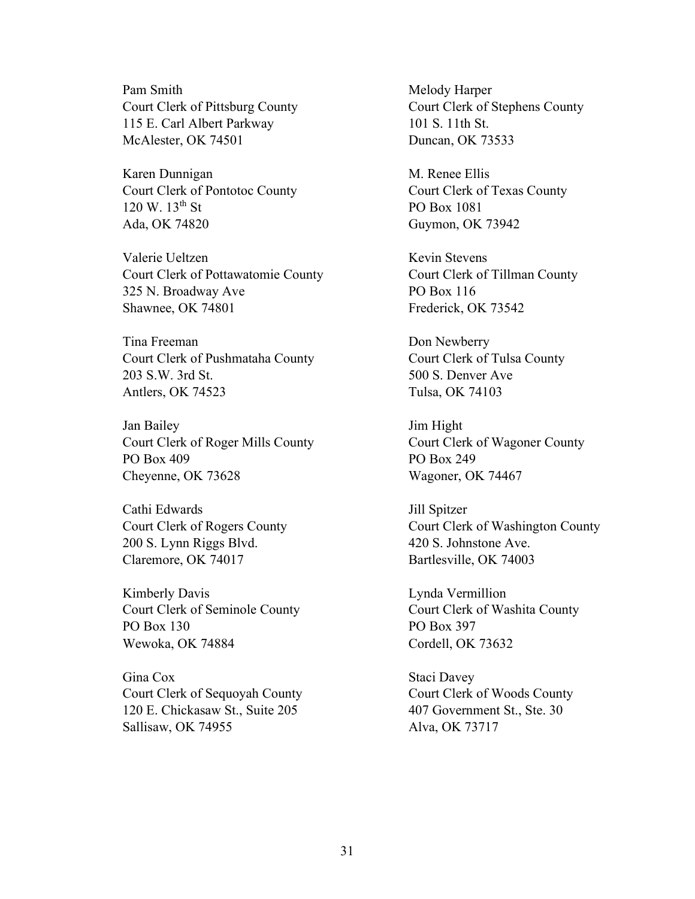Pam Smith
Court Clerk of Pittsburg County
115 E. Carl Albert Parkway
McAlester, OK 74501

Karen Dunnigan
Court Clerk of Pontotoc County
120 W. 13th St
Ada, OK 74820

Valerie Ueltzen
Court Clerk of Pottawatomie County
325 N. Broadway Ave
Shawnee, OK 74801

Tina Freeman
Court Clerk of Pushmataha County
203 S.W. 3rd St.
Antlers, OK 74523

Jan Bailey
Court Clerk of Roger Mills County
PO Box 409
Cheyenne, OK 73628

Cathi Edwards
Court Clerk of Rogers County
200 S. Lynn Riggs Blvd.
Claremore, OK 74017

Kimberly Davis
Court Clerk of Seminole County
PO Box 130
Wewoka, OK 74884

Gina Cox
Court Clerk of Sequoyah County
120 E. Chickasaw St., Suite 205
Sallisaw, OK 74955

Melody Harper
Court Clerk of Stephens County
101 S. 11th St.
Duncan, OK 73533

M. Renee Ellis
Court Clerk of Texas County
PO Box 1081
Guymon, OK 73942

Kevin Stevens
Court Clerk of Tillman County
PO Box 116
Frederick, OK 73542

Don Newberry
Court Clerk of Tulsa County
500 S. Denver Ave
Tulsa, OK 74103

Jim Hight
Court Clerk of Wagoner County
PO Box 249
Wagoner, OK 74467

Jill Spitzer
Court Clerk of Washington County
420 S. Johnstone Ave.
Bartlesville, OK 74003

Lynda Vermillion
Court Clerk of Washita County
PO Box 397
Cordell, OK 73632

Staci Davey
Court Clerk of Woods County
407 Government St., Ste. 30
Alva, OK 73717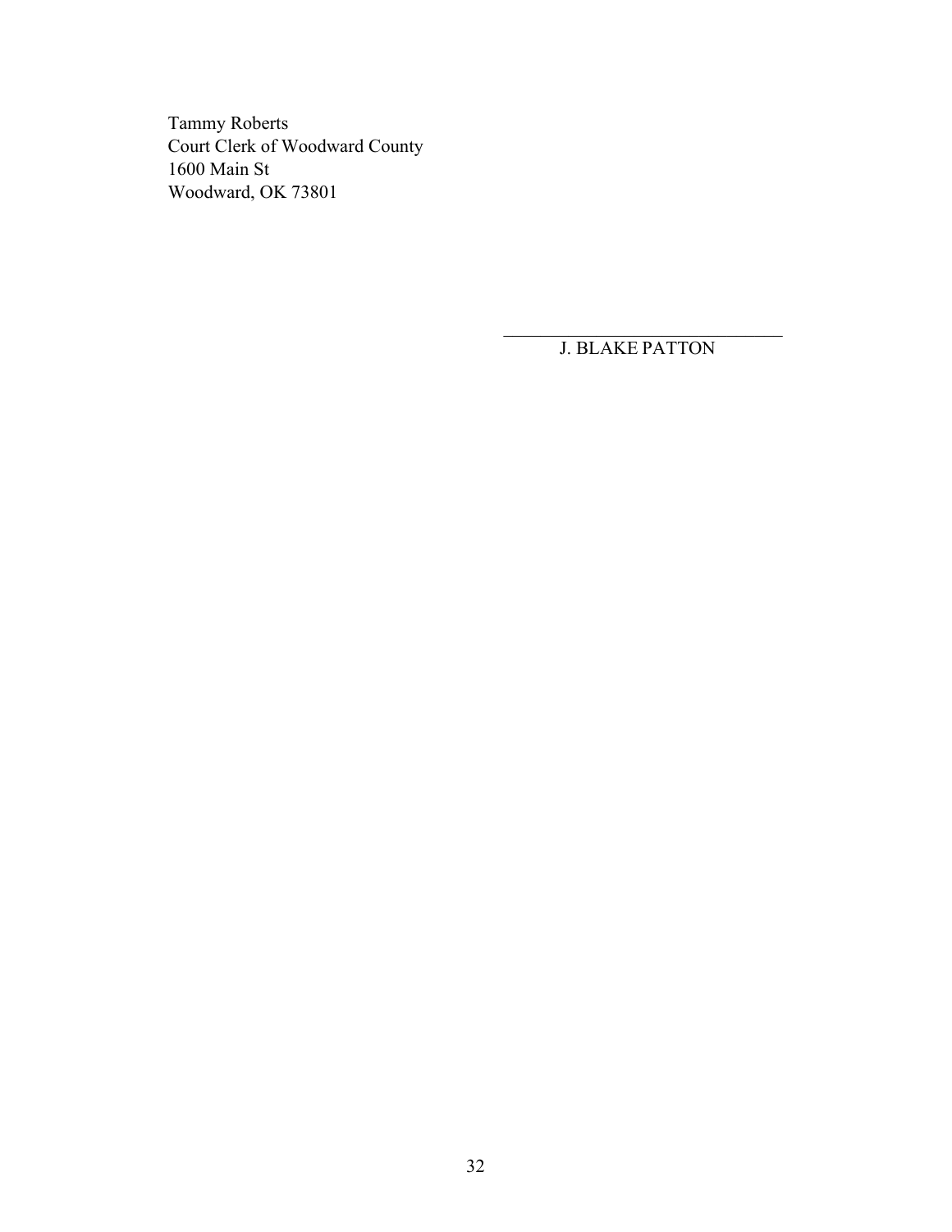Tammy Roberts
Court Clerk of Woodward County
1600 Main St
Woodward, OK 73801

\_\_\_\_\_\_\_\_\_\_\_\_\_\_\_\_\_\_\_\_\_\_\_\_\_\_\_\_\_\_\_\_

J. BLAKE PATTON